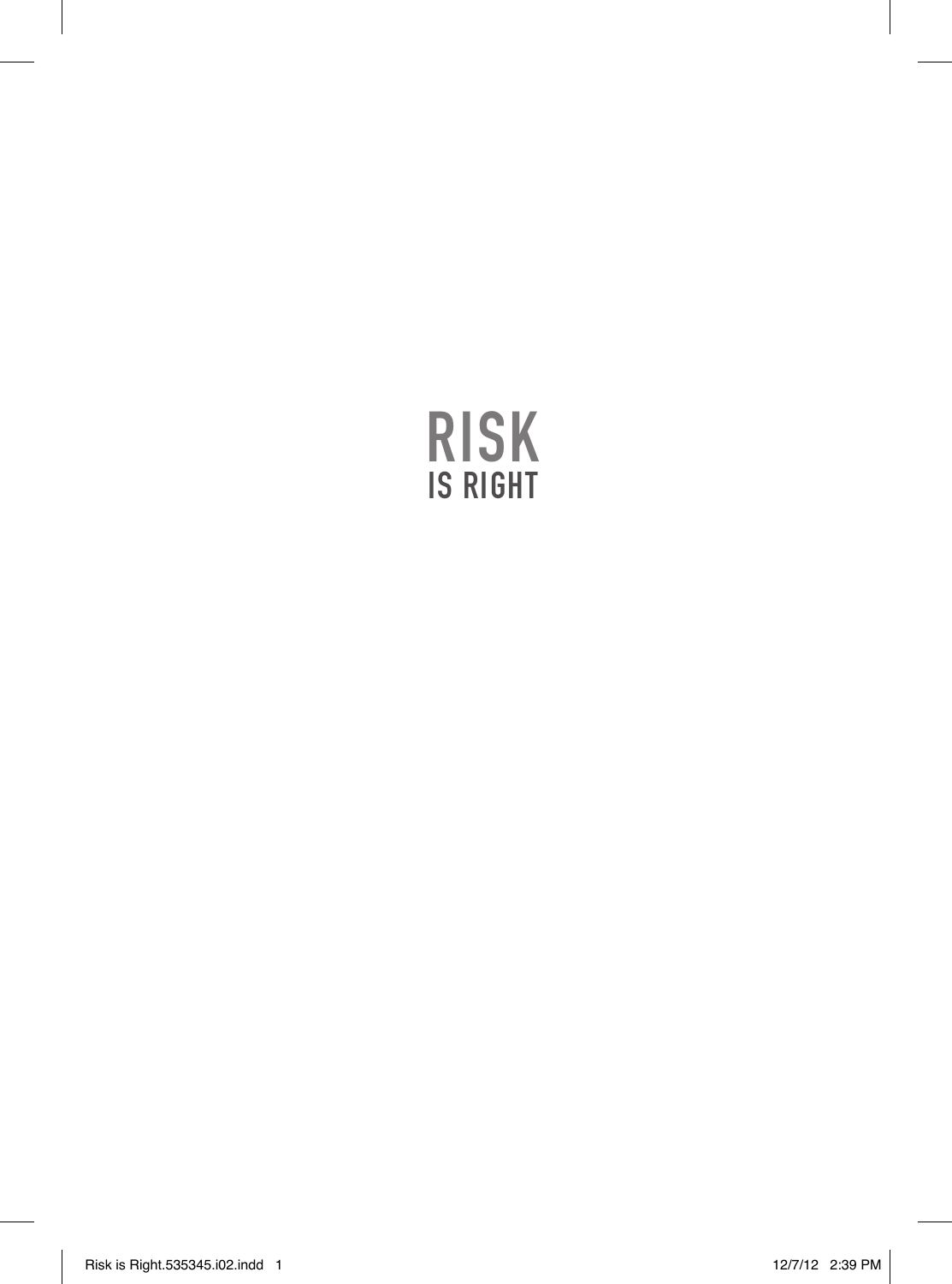# RISK
## IS RIGHT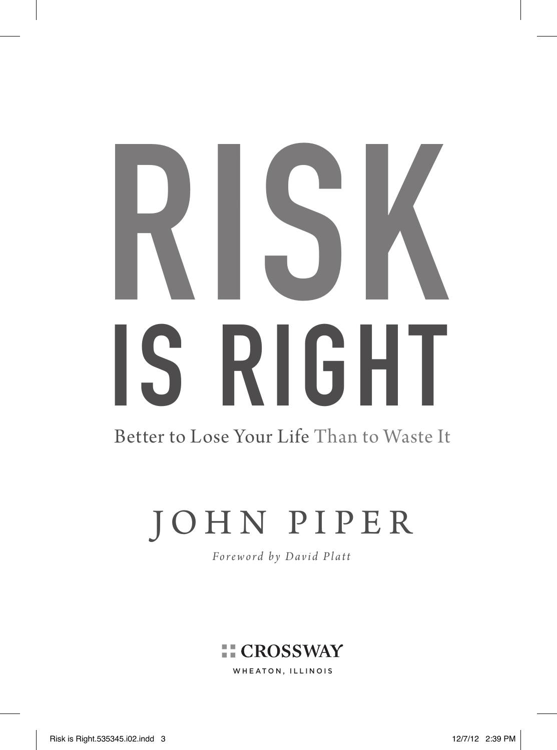# RISK IS RIGHT

Better to Lose Your Life Than to Waste It

JOHN PIPER

*Foreword by David Platt*

CROSSWAY

WHEATON, ILLINOIS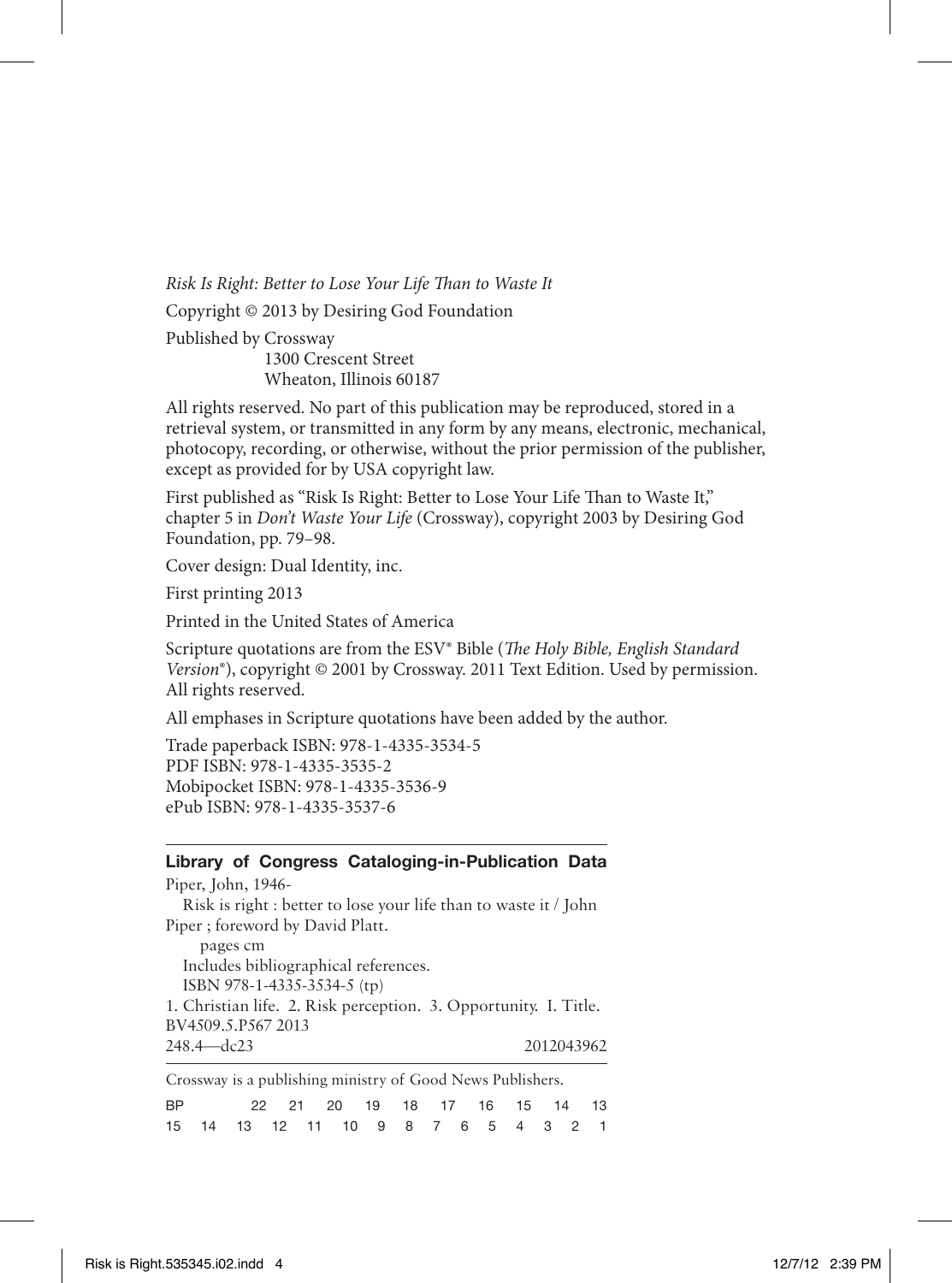*Risk Is Right: Better to Lose Your Life Than to Waste It*

Copyright © 2013 by Desiring God Foundation

Published by Crossway
1300 Crescent Street
Wheaton, Illinois 60187

All rights reserved. No part of this publication may be reproduced, stored in a retrieval system, or transmitted in any form by any means, electronic, mechanical, photocopy, recording, or otherwise, without the prior permission of the publisher, except as provided for by USA copyright law.

First published as "Risk Is Right: Better to Lose Your Life Than to Waste It," chapter 5 in *Don't Waste Your Life* (Crossway), copyright 2003 by Desiring God Foundation, pp. 79–98.

Cover design: Dual Identity, inc.

First printing 2013

Printed in the United States of America

Scripture quotations are from the ESV® Bible (*The Holy Bible, English Standard Version®*), copyright © 2001 by Crossway. 2011 Text Edition. Used by permission. All rights reserved.

All emphases in Scripture quotations have been added by the author.

Trade paperback ISBN: 978-1-4335-3534-5
PDF ISBN: 978-1-4335-3535-2
Mobipocket ISBN: 978-1-4335-3536-9
ePub ISBN: 978-1-4335-3537-6

---

**Library of Congress Cataloging-in-Publication Data**

Piper, John, 1946-
Risk is right : better to lose your life than to waste it / John Piper ; foreword by David Platt.
pages cm
Includes bibliographical references.
ISBN 978-1-4335-3534-5 (tp)
1. Christian life. 2. Risk perception. 3. Opportunity. I. Title.
BV4509.5.P567 2013
248.4—dc23 2012043962

---

Crossway is a publishing ministry of Good News Publishers.

BP 22 21 20 19 18 17 16 15 14 13
15 14 13 12 11 10 9 8 7 6 5 4 3 2 1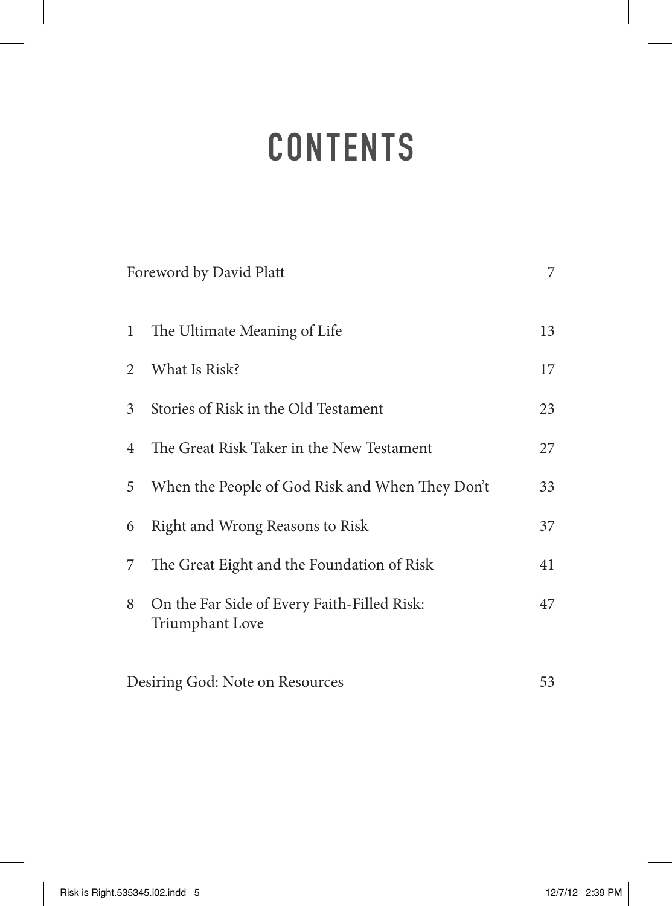# CONTENTS

| | | |
|---|---|---|
| Foreword by David Platt | | 7 |
| 1 | The Ultimate Meaning of Life | 13 |
| 2 | What Is Risk? | 17 |
| 3 | Stories of Risk in the Old Testament | 23 |
| 4 | The Great Risk Taker in the New Testament | 27 |
| 5 | When the People of God Risk and When They Don't | 33 |
| 6 | Right and Wrong Reasons to Risk | 37 |
| 7 | The Great Eight and the Foundation of Risk | 41 |
| 8 | On the Far Side of Every Faith-Filled Risk: Triumphant Love | 47 |
| Desiring God: Note on Resources | | 53 |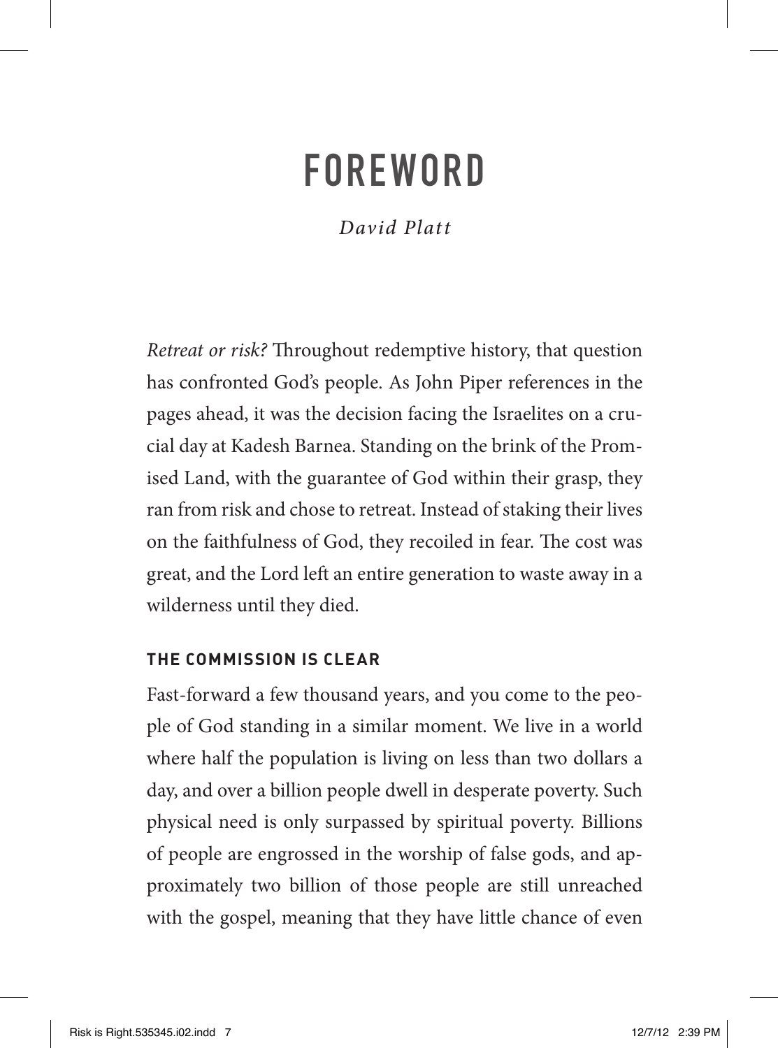# FOREWORD

*David Platt*

*Retreat or risk?* Throughout redemptive history, that question has confronted God's people. As John Piper references in the pages ahead, it was the decision facing the Israelites on a crucial day at Kadesh Barnea. Standing on the brink of the Promised Land, with the guarantee of God within their grasp, they ran from risk and chose to retreat. Instead of staking their lives on the faithfulness of God, they recoiled in fear. The cost was great, and the Lord left an entire generation to waste away in a wilderness until they died.

## THE COMMISSION IS CLEAR

Fast-forward a few thousand years, and you come to the people of God standing in a similar moment. We live in a world where half the population is living on less than two dollars a day, and over a billion people dwell in desperate poverty. Such physical need is only surpassed by spiritual poverty. Billions of people are engrossed in the worship of false gods, and approximately two billion of those people are still unreached with the gospel, meaning that they have little chance of even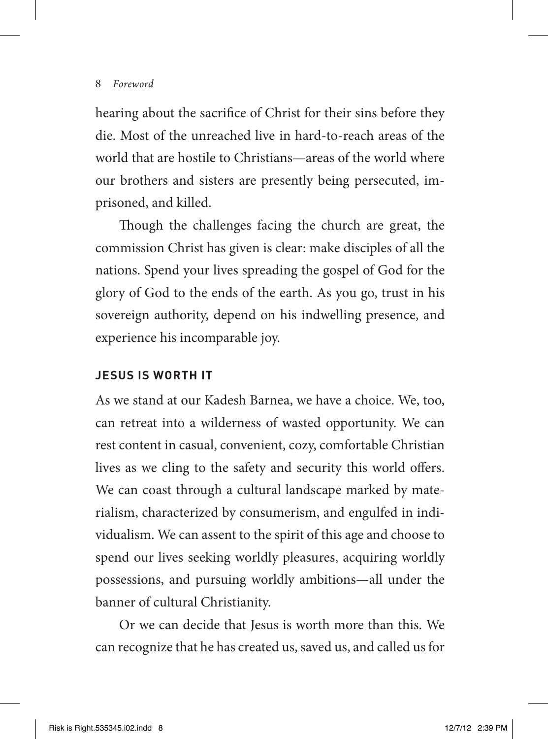hearing about the sacrifice of Christ for their sins before they die. Most of the unreached live in hard-to-reach areas of the world that are hostile to Christians—areas of the world where our brothers and sisters are presently being persecuted, imprisoned, and killed.

Though the challenges facing the church are great, the commission Christ has given is clear: make disciples of all the nations. Spend your lives spreading the gospel of God for the glory of God to the ends of the earth. As you go, trust in his sovereign authority, depend on his indwelling presence, and experience his incomparable joy.

## JESUS IS WORTH IT

As we stand at our Kadesh Barnea, we have a choice. We, too, can retreat into a wilderness of wasted opportunity. We can rest content in casual, convenient, cozy, comfortable Christian lives as we cling to the safety and security this world offers. We can coast through a cultural landscape marked by materialism, characterized by consumerism, and engulfed in individualism. We can assent to the spirit of this age and choose to spend our lives seeking worldly pleasures, acquiring worldly possessions, and pursuing worldly ambitions—all under the banner of cultural Christianity.

Or we can decide that Jesus is worth more than this. We can recognize that he has created us, saved us, and called us for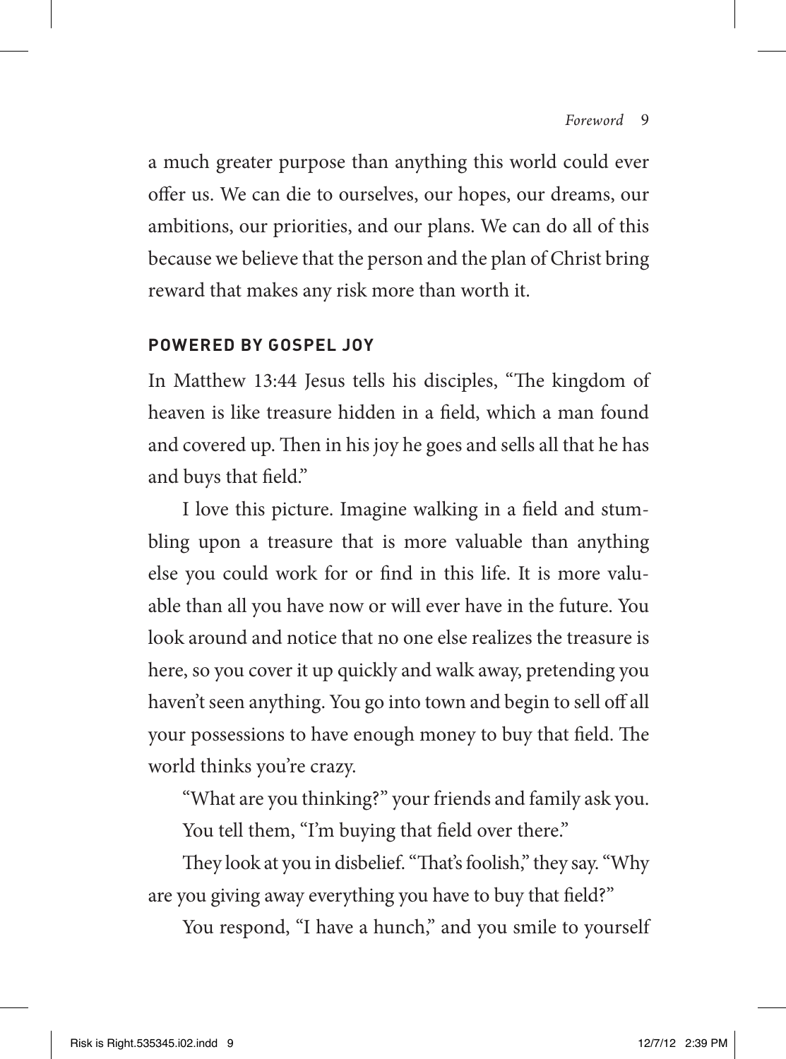a much greater purpose than anything this world could ever offer us. We can die to ourselves, our hopes, our dreams, our ambitions, our priorities, and our plans. We can do all of this because we believe that the person and the plan of Christ bring reward that makes any risk more than worth it.

### POWERED BY GOSPEL JOY

In Matthew 13:44 Jesus tells his disciples, "The kingdom of heaven is like treasure hidden in a field, which a man found and covered up. Then in his joy he goes and sells all that he has and buys that field."

I love this picture. Imagine walking in a field and stumbling upon a treasure that is more valuable than anything else you could work for or find in this life. It is more valuable than all you have now or will ever have in the future. You look around and notice that no one else realizes the treasure is here, so you cover it up quickly and walk away, pretending you haven't seen anything. You go into town and begin to sell off all your possessions to have enough money to buy that field. The world thinks you're crazy.

"What are you thinking?" your friends and family ask you.

You tell them, "I'm buying that field over there."

They look at you in disbelief. "That's foolish," they say. "Why are you giving away everything you have to buy that field?"

You respond, "I have a hunch," and you smile to yourself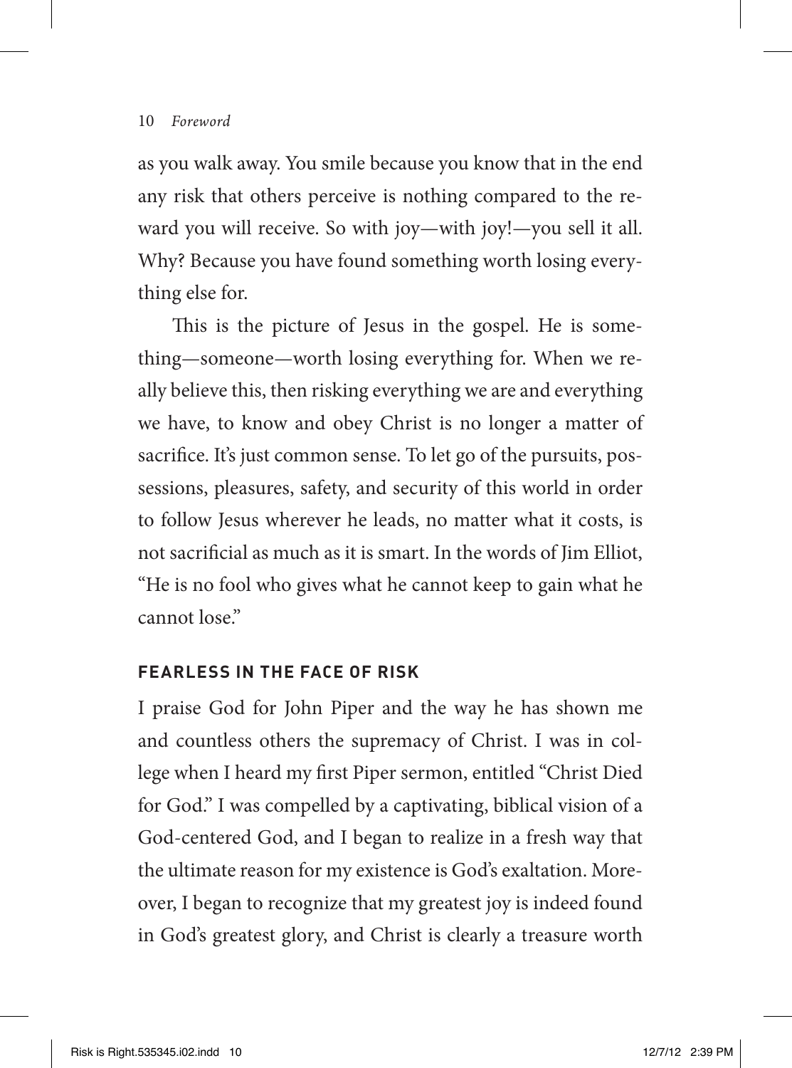as you walk away. You smile because you know that in the end any risk that others perceive is nothing compared to the reward you will receive. So with joy—with joy!—you sell it all. Why? Because you have found something worth losing everything else for.

This is the picture of Jesus in the gospel. He is something—someone—worth losing everything for. When we really believe this, then risking everything we are and everything we have, to know and obey Christ is no longer a matter of sacrifice. It's just common sense. To let go of the pursuits, possessions, pleasures, safety, and security of this world in order to follow Jesus wherever he leads, no matter what it costs, is not sacrificial as much as it is smart. In the words of Jim Elliot, "He is no fool who gives what he cannot keep to gain what he cannot lose."

## FEARLESS IN THE FACE OF RISK

I praise God for John Piper and the way he has shown me and countless others the supremacy of Christ. I was in college when I heard my first Piper sermon, entitled "Christ Died for God." I was compelled by a captivating, biblical vision of a God-centered God, and I began to realize in a fresh way that the ultimate reason for my existence is God's exaltation. Moreover, I began to recognize that my greatest joy is indeed found in God's greatest glory, and Christ is clearly a treasure worth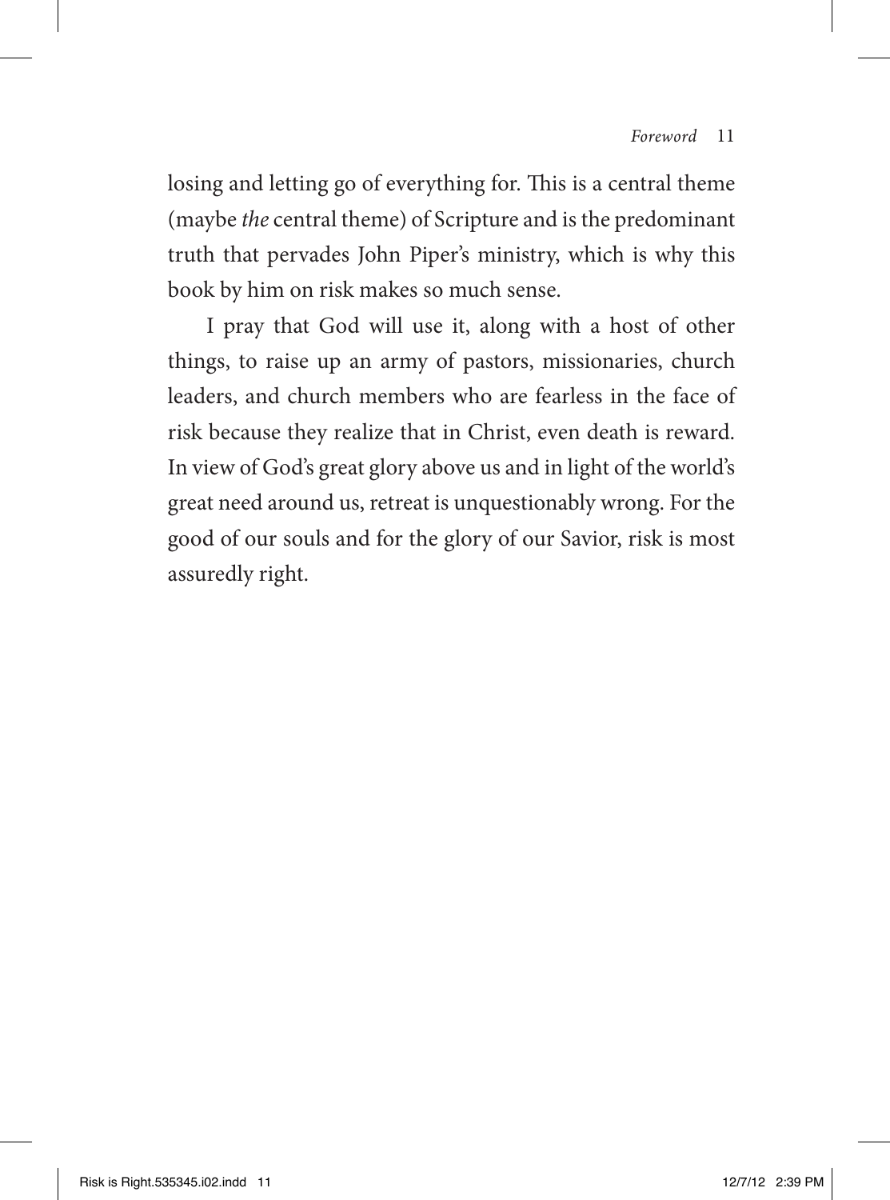losing and letting go of everything for. This is a central theme (maybe *the* central theme) of Scripture and is the predominant truth that pervades John Piper's ministry, which is why this book by him on risk makes so much sense.

I pray that God will use it, along with a host of other things, to raise up an army of pastors, missionaries, church leaders, and church members who are fearless in the face of risk because they realize that in Christ, even death is reward. In view of God's great glory above us and in light of the world's great need around us, retreat is unquestionably wrong. For the good of our souls and for the glory of our Savior, risk is most assuredly right.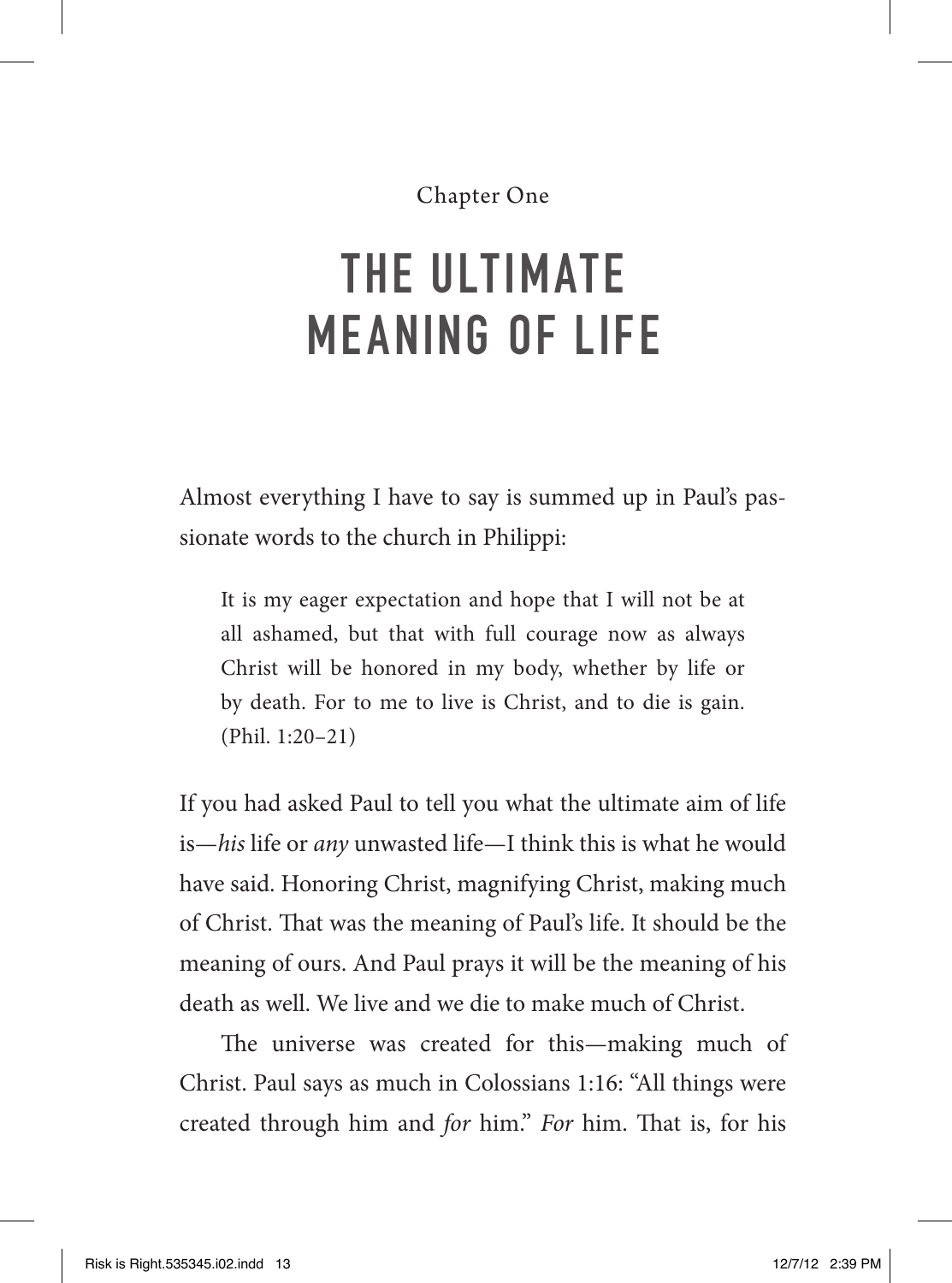Chapter One

# THE ULTIMATE MEANING OF LIFE

Almost everything I have to say is summed up in Paul's passionate words to the church in Philippi:

> It is my eager expectation and hope that I will not be at all ashamed, but that with full courage now as always Christ will be honored in my body, whether by life or by death. For to me to live is Christ, and to die is gain. (Phil. 1:20–21)

If you had asked Paul to tell you what the ultimate aim of life is—*his* life or *any* unwasted life—I think this is what he would have said. Honoring Christ, magnifying Christ, making much of Christ. That was the meaning of Paul's life. It should be the meaning of ours. And Paul prays it will be the meaning of his death as well. We live and we die to make much of Christ.

The universe was created for this—making much of Christ. Paul says as much in Colossians 1:16: "All things were created through him and *for* him." *For* him. That is, for his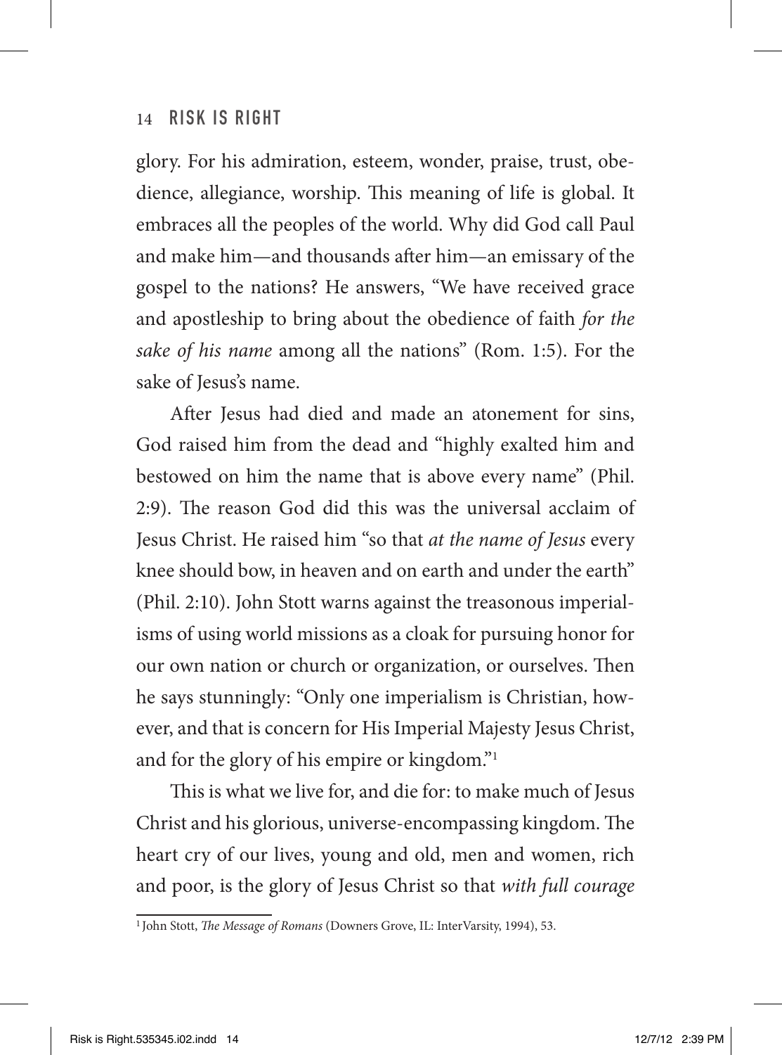glory. For his admiration, esteem, wonder, praise, trust, obedience, allegiance, worship. This meaning of life is global. It embraces all the peoples of the world. Why did God call Paul and make him—and thousands after him—an emissary of the gospel to the nations? He answers, "We have received grace and apostleship to bring about the obedience of faith *for the sake of his name* among all the nations" (Rom. 1:5). For the sake of Jesus's name.

After Jesus had died and made an atonement for sins, God raised him from the dead and "highly exalted him and bestowed on him the name that is above every name" (Phil. 2:9). The reason God did this was the universal acclaim of Jesus Christ. He raised him "so that *at the name of Jesus* every knee should bow, in heaven and on earth and under the earth" (Phil. 2:10). John Stott warns against the treasonous imperialisms of using world missions as a cloak for pursuing honor for our own nation or church or organization, or ourselves. Then he says stunningly: "Only one imperialism is Christian, however, and that is concern for His Imperial Majesty Jesus Christ, and for the glory of his empire or kingdom."[1]

This is what we live for, and die for: to make much of Jesus Christ and his glorious, universe-encompassing kingdom. The heart cry of our lives, young and old, men and women, rich and poor, is the glory of Jesus Christ so that *with full courage*

[1] John Stott, *The Message of Romans* (Downers Grove, IL: InterVarsity, 1994), 53.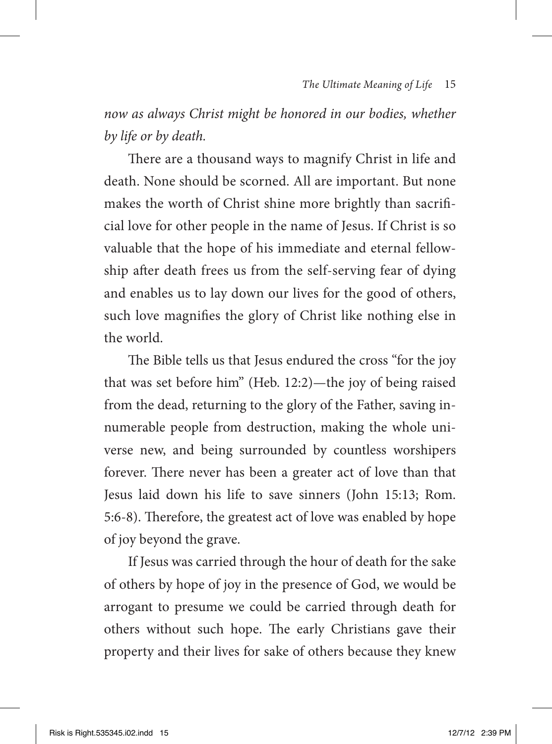*now as always Christ might be honored in our bodies, whether by life or by death.*

There are a thousand ways to magnify Christ in life and death. None should be scorned. All are important. But none makes the worth of Christ shine more brightly than sacrificial love for other people in the name of Jesus. If Christ is so valuable that the hope of his immediate and eternal fellowship after death frees us from the self-serving fear of dying and enables us to lay down our lives for the good of others, such love magnifies the glory of Christ like nothing else in the world.

The Bible tells us that Jesus endured the cross "for the joy that was set before him" (Heb. 12:2)—the joy of being raised from the dead, returning to the glory of the Father, saving innumerable people from destruction, making the whole universe new, and being surrounded by countless worshipers forever. There never has been a greater act of love than that Jesus laid down his life to save sinners (John 15:13; Rom. 5:6-8). Therefore, the greatest act of love was enabled by hope of joy beyond the grave.

If Jesus was carried through the hour of death for the sake of others by hope of joy in the presence of God, we would be arrogant to presume we could be carried through death for others without such hope. The early Christians gave their property and their lives for sake of others because they knew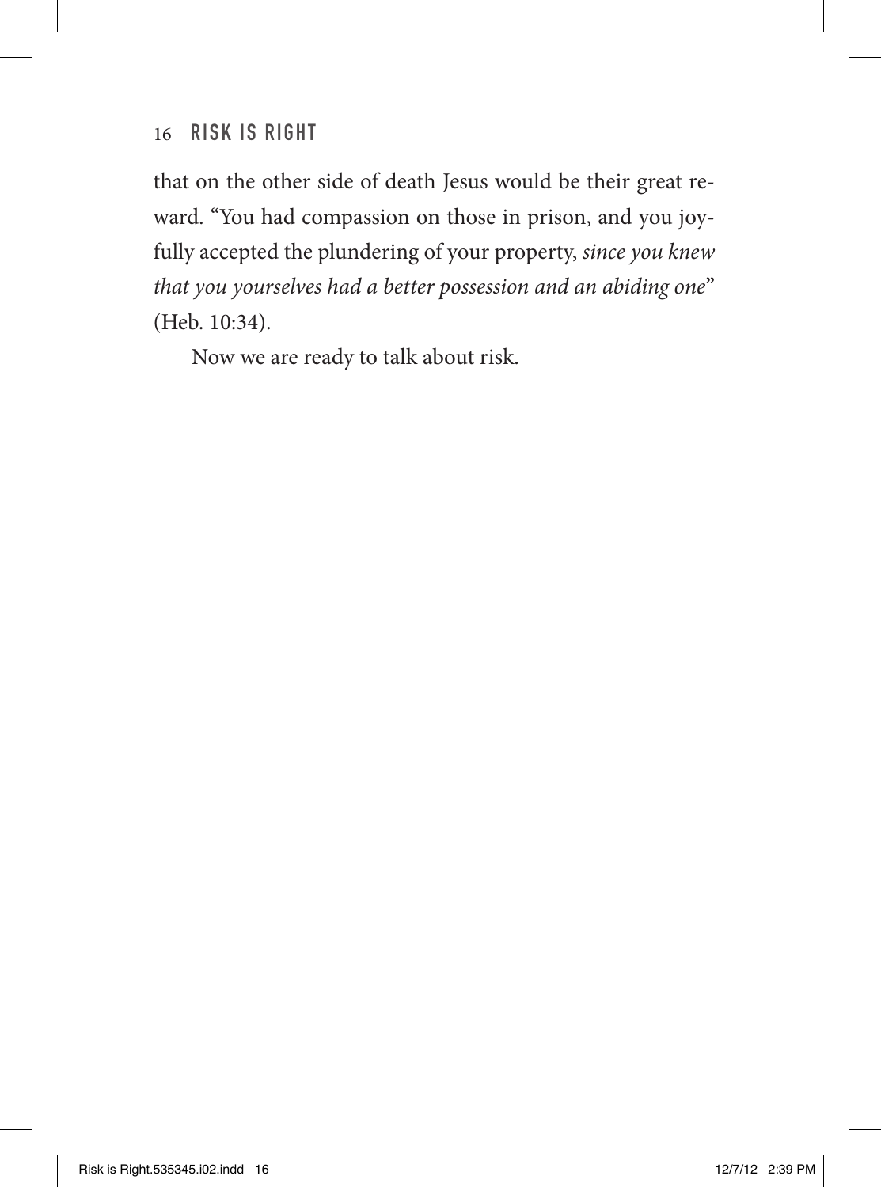that on the other side of death Jesus would be their great reward. "You had compassion on those in prison, and you joyfully accepted the plundering of your property, *since you knew that you yourselves had a better possession and an abiding one*" (Heb. 10:34).

Now we are ready to talk about risk.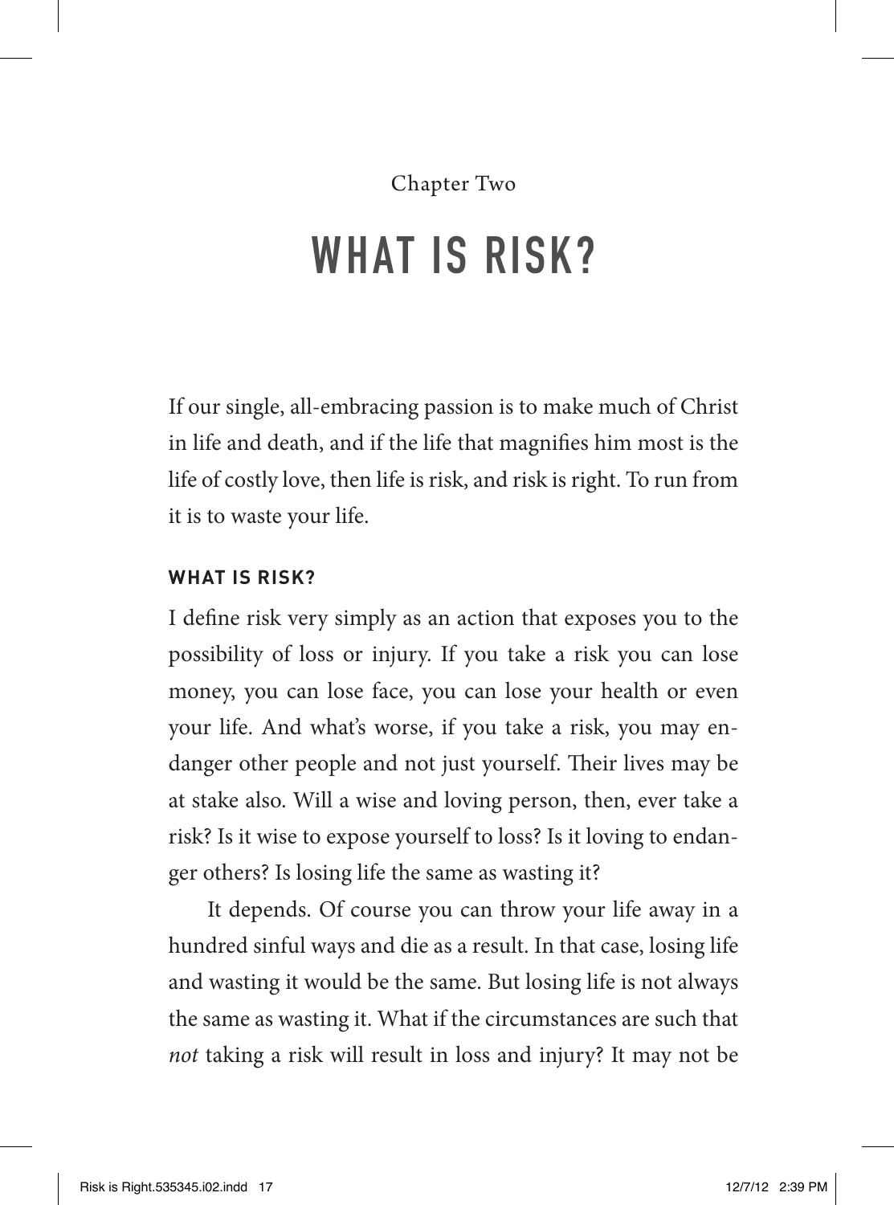Chapter Two

# WHAT IS RISK?

If our single, all-embracing passion is to make much of Christ in life and death, and if the life that magnifies him most is the life of costly love, then life is risk, and risk is right. To run from it is to waste your life.

### WHAT IS RISK?

I define risk very simply as an action that exposes you to the possibility of loss or injury. If you take a risk you can lose money, you can lose face, you can lose your health or even your life. And what's worse, if you take a risk, you may endanger other people and not just yourself. Their lives may be at stake also. Will a wise and loving person, then, ever take a risk? Is it wise to expose yourself to loss? Is it loving to endanger others? Is losing life the same as wasting it?

It depends. Of course you can throw your life away in a hundred sinful ways and die as a result. In that case, losing life and wasting it would be the same. But losing life is not always the same as wasting it. What if the circumstances are such that *not* taking a risk will result in loss and injury? It may not be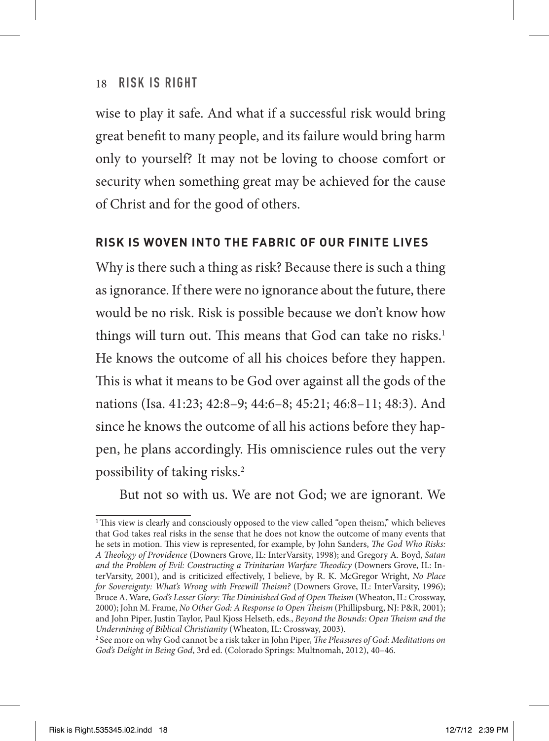wise to play it safe. And what if a successful risk would bring great benefit to many people, and its failure would bring harm only to yourself? It may not be loving to choose comfort or security when something great may be achieved for the cause of Christ and for the good of others.

## RISK IS WOVEN INTO THE FABRIC OF OUR FINITE LIVES

Why is there such a thing as risk? Because there is such a thing as ignorance. If there were no ignorance about the future, there would be no risk. Risk is possible because we don't know how things will turn out. This means that God can take no risks.[1] He knows the outcome of all his choices before they happen. This is what it means to be God over against all the gods of the nations (Isa. 41:23; 42:8–9; 44:6–8; 45:21; 46:8–11; 48:3). And since he knows the outcome of all his actions before they happen, he plans accordingly. His omniscience rules out the very possibility of taking risks.[2]

But not so with us. We are not God; we are ignorant. We

[1] This view is clearly and consciously opposed to the view called "open theism," which believes that God takes real risks in the sense that he does not know the outcome of many events that he sets in motion. This view is represented, for example, by John Sanders, *The God Who Risks: A Theology of Providence* (Downers Grove, IL: InterVarsity, 1998); and Gregory A. Boyd, *Satan and the Problem of Evil: Constructing a Trinitarian Warfare Theodicy* (Downers Grove, IL: InterVarsity, 2001), and is criticized effectively, I believe, by R. K. McGregor Wright, *No Place for Sovereignty: What's Wrong with Freewill Theism?* (Downers Grove, IL: InterVarsity, 1996); Bruce A. Ware, *God's Lesser Glory: The Diminished God of Open Theism* (Wheaton, IL: Crossway, 2000); John M. Frame, *No Other God: A Response to Open Theism* (Phillipsburg, NJ: P&R, 2001); and John Piper, Justin Taylor, Paul Kjoss Helseth, eds., *Beyond the Bounds: Open Theism and the Undermining of Biblical Christianity* (Wheaton, IL: Crossway, 2003).

[2] See more on why God cannot be a risk taker in John Piper, *The Pleasures of God: Meditations on God's Delight in Being God*, 3rd ed. (Colorado Springs: Multnomah, 2012), 40–46.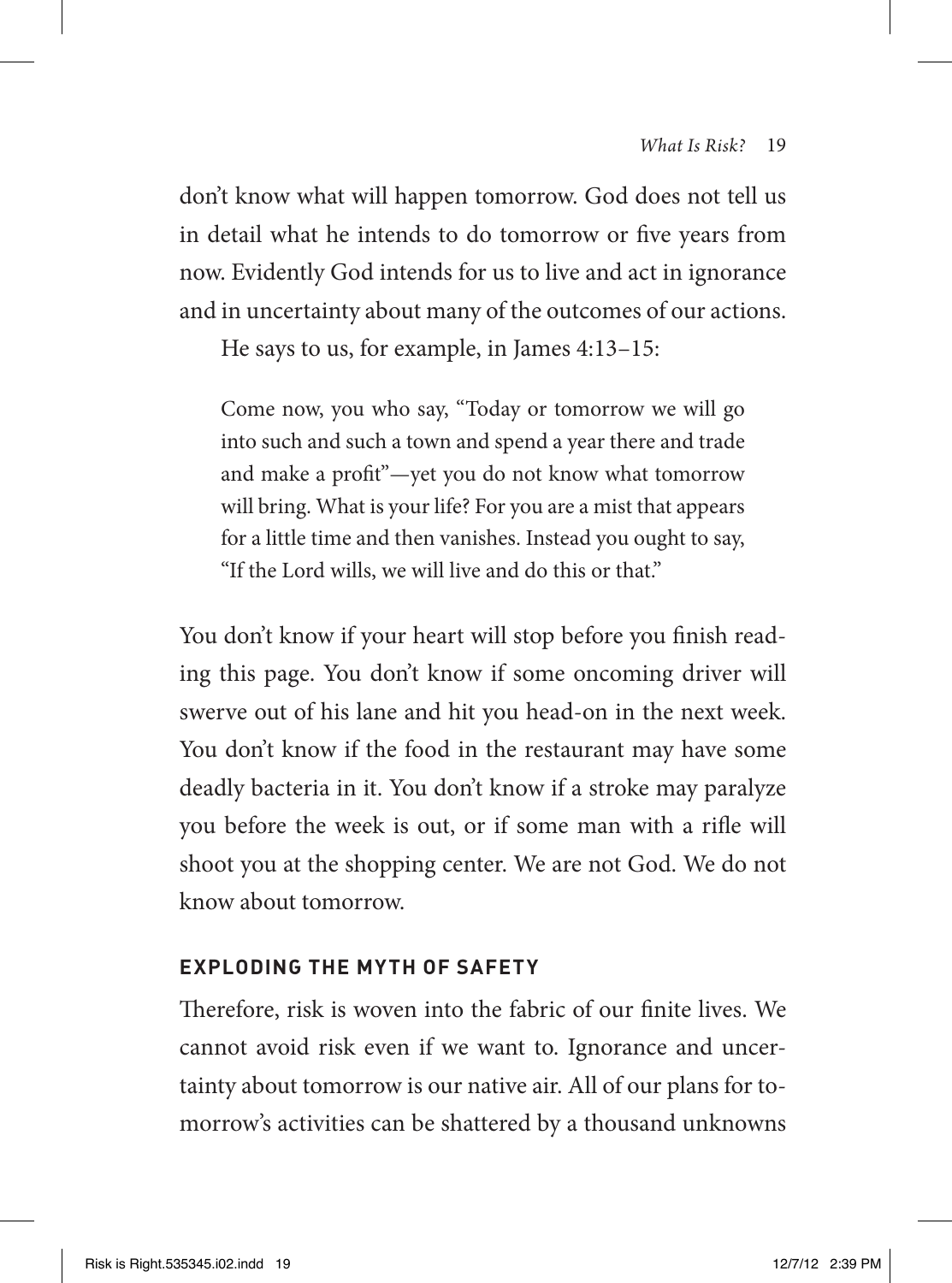don't know what will happen tomorrow. God does not tell us in detail what he intends to do tomorrow or five years from now. Evidently God intends for us to live and act in ignorance and in uncertainty about many of the outcomes of our actions.

He says to us, for example, in James 4:13–15:

> Come now, you who say, "Today or tomorrow we will go into such and such a town and spend a year there and trade and make a profit"—yet you do not know what tomorrow will bring. What is your life? For you are a mist that appears for a little time and then vanishes. Instead you ought to say, "If the Lord wills, we will live and do this or that."

You don't know if your heart will stop before you finish reading this page. You don't know if some oncoming driver will swerve out of his lane and hit you head-on in the next week. You don't know if the food in the restaurant may have some deadly bacteria in it. You don't know if a stroke may paralyze you before the week is out, or if some man with a rifle will shoot you at the shopping center. We are not God. We do not know about tomorrow.

## EXPLODING THE MYTH OF SAFETY

Therefore, risk is woven into the fabric of our finite lives. We cannot avoid risk even if we want to. Ignorance and uncertainty about tomorrow is our native air. All of our plans for tomorrow's activities can be shattered by a thousand unknowns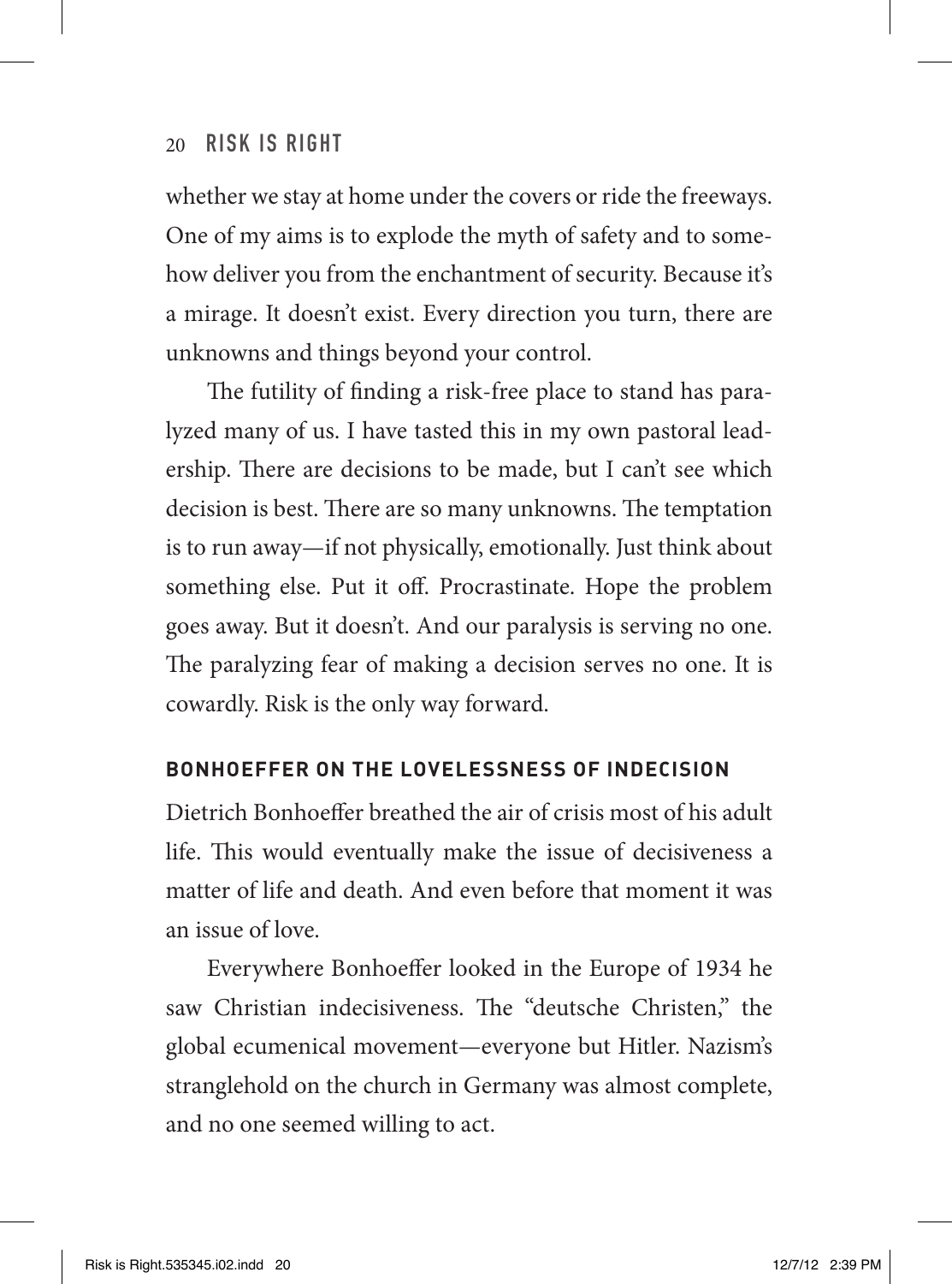whether we stay at home under the covers or ride the freeways. One of my aims is to explode the myth of safety and to somehow deliver you from the enchantment of security. Because it's a mirage. It doesn't exist. Every direction you turn, there are unknowns and things beyond your control.

The futility of finding a risk-free place to stand has paralyzed many of us. I have tasted this in my own pastoral leadership. There are decisions to be made, but I can't see which decision is best. There are so many unknowns. The temptation is to run away—if not physically, emotionally. Just think about something else. Put it off. Procrastinate. Hope the problem goes away. But it doesn't. And our paralysis is serving no one. The paralyzing fear of making a decision serves no one. It is cowardly. Risk is the only way forward.

## BONHOEFFER ON THE LOVELESSNESS OF INDECISION

Dietrich Bonhoeffer breathed the air of crisis most of his adult life. This would eventually make the issue of decisiveness a matter of life and death. And even before that moment it was an issue of love.

Everywhere Bonhoeffer looked in the Europe of 1934 he saw Christian indecisiveness. The "deutsche Christen," the global ecumenical movement—everyone but Hitler. Nazism's stranglehold on the church in Germany was almost complete, and no one seemed willing to act.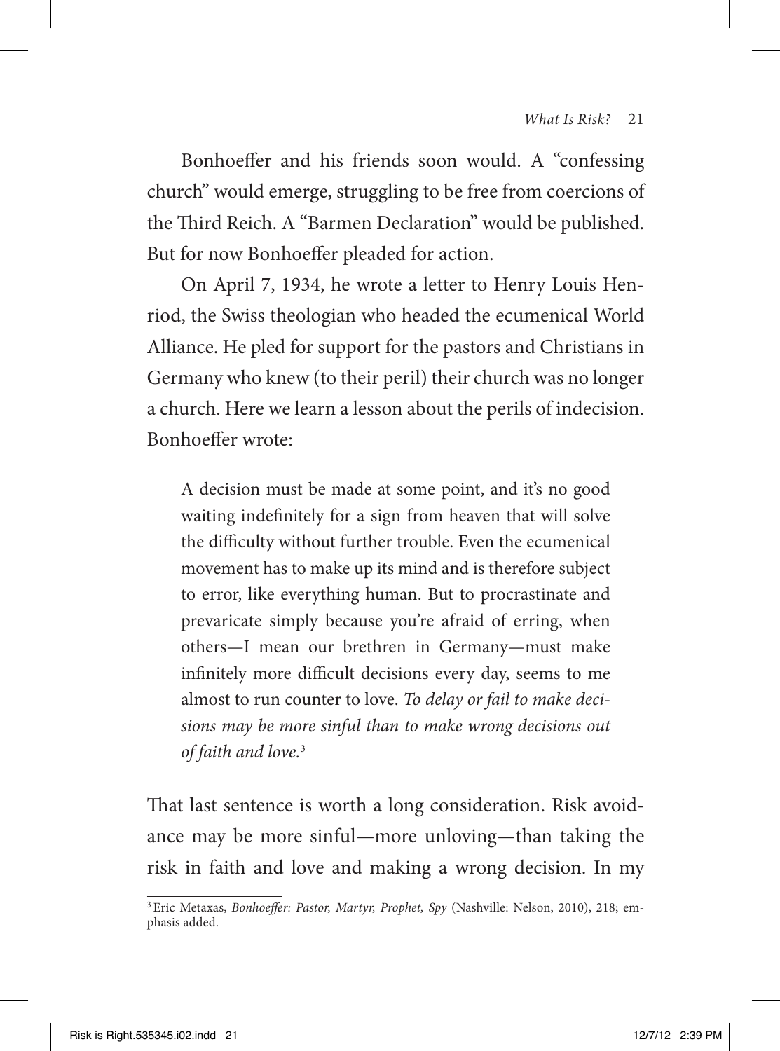Bonhoeffer and his friends soon would. A "confessing church" would emerge, struggling to be free from coercions of the Third Reich. A "Barmen Declaration" would be published. But for now Bonhoeffer pleaded for action.

On April 7, 1934, he wrote a letter to Henry Louis Henriod, the Swiss theologian who headed the ecumenical World Alliance. He pled for support for the pastors and Christians in Germany who knew (to their peril) their church was no longer a church. Here we learn a lesson about the perils of indecision. Bonhoeffer wrote:

> A decision must be made at some point, and it's no good waiting indefinitely for a sign from heaven that will solve the difficulty without further trouble. Even the ecumenical movement has to make up its mind and is therefore subject to error, like everything human. But to procrastinate and prevaricate simply because you're afraid of erring, when others—I mean our brethren in Germany—must make infinitely more difficult decisions every day, seems to me almost to run counter to love. *To delay or fail to make decisions may be more sinful than to make wrong decisions out of faith and love.*[3]

That last sentence is worth a long consideration. Risk avoidance may be more sinful—more unloving—than taking the risk in faith and love and making a wrong decision. In my

---

[3] Eric Metaxas, *Bonhoeffer: Pastor, Martyr, Prophet, Spy* (Nashville: Nelson, 2010), 218; emphasis added.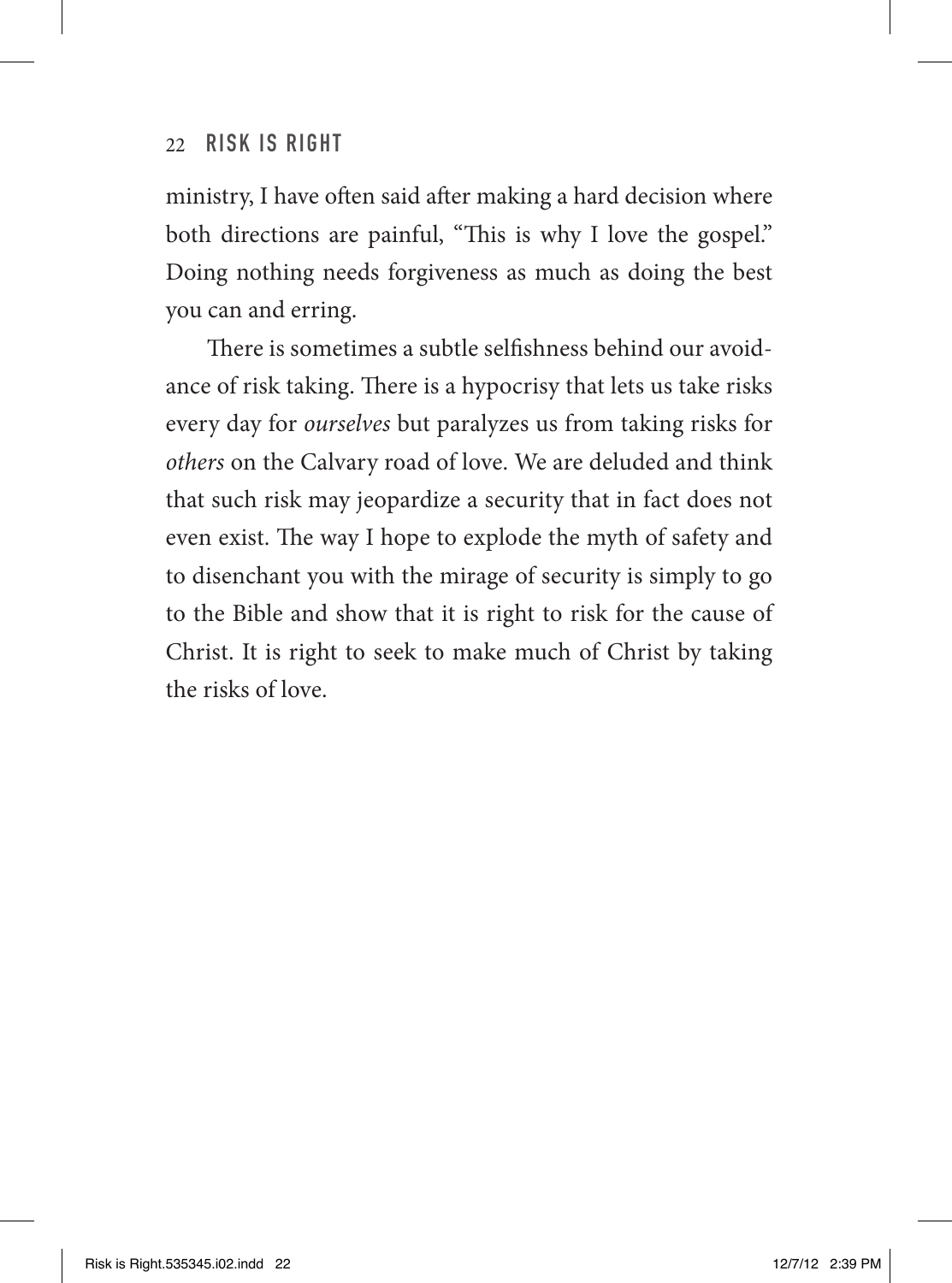ministry, I have often said after making a hard decision where both directions are painful, "This is why I love the gospel." Doing nothing needs forgiveness as much as doing the best you can and erring.

There is sometimes a subtle selfishness behind our avoidance of risk taking. There is a hypocrisy that lets us take risks every day for *ourselves* but paralyzes us from taking risks for *others* on the Calvary road of love. We are deluded and think that such risk may jeopardize a security that in fact does not even exist. The way I hope to explode the myth of safety and to disenchant you with the mirage of security is simply to go to the Bible and show that it is right to risk for the cause of Christ. It is right to seek to make much of Christ by taking the risks of love.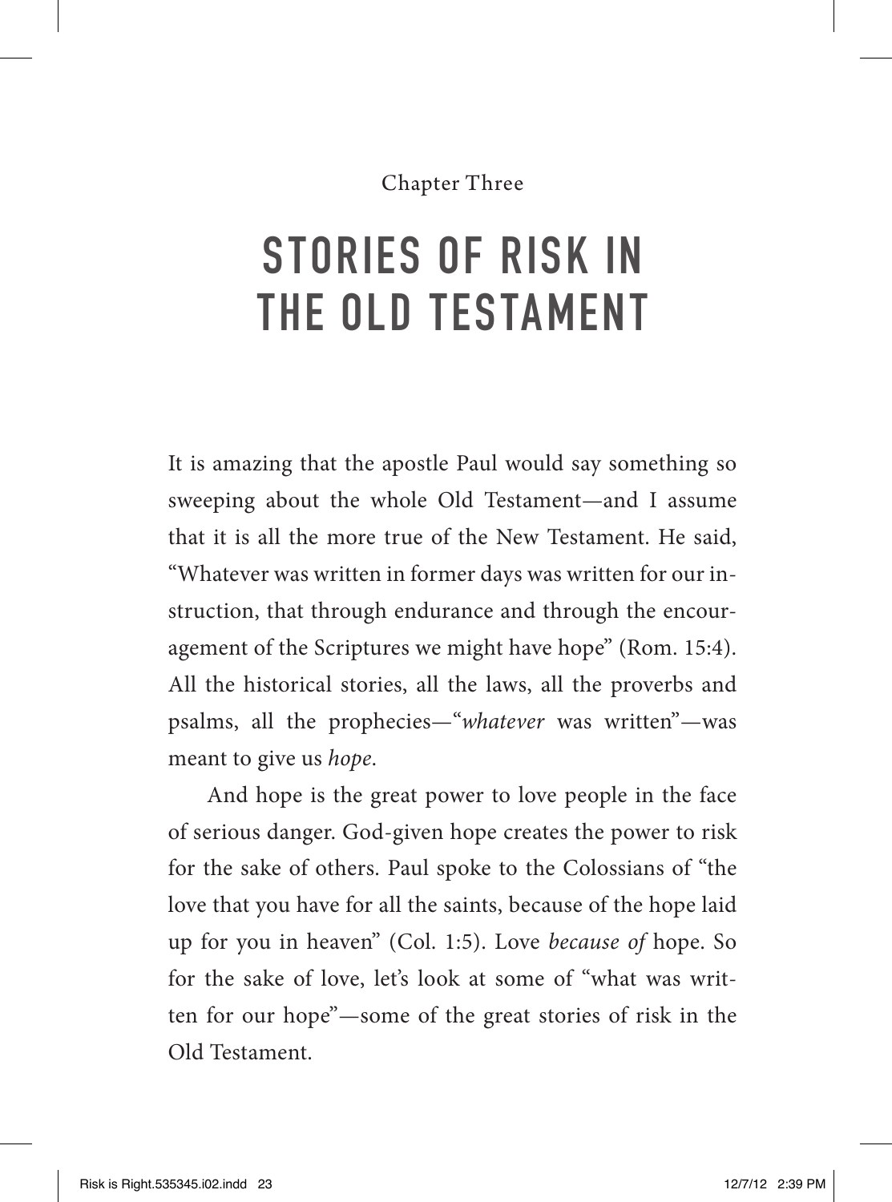Chapter Three

# STORIES OF RISK IN THE OLD TESTAMENT

It is amazing that the apostle Paul would say something so sweeping about the whole Old Testament—and I assume that it is all the more true of the New Testament. He said, "Whatever was written in former days was written for our instruction, that through endurance and through the encouragement of the Scriptures we might have hope" (Rom. 15:4). All the historical stories, all the laws, all the proverbs and psalms, all the prophecies—"*whatever* was written"—was meant to give us *hope*.

And hope is the great power to love people in the face of serious danger. God-given hope creates the power to risk for the sake of others. Paul spoke to the Colossians of "the love that you have for all the saints, because of the hope laid up for you in heaven" (Col. 1:5). Love *because of* hope. So for the sake of love, let's look at some of "what was written for our hope"—some of the great stories of risk in the Old Testament.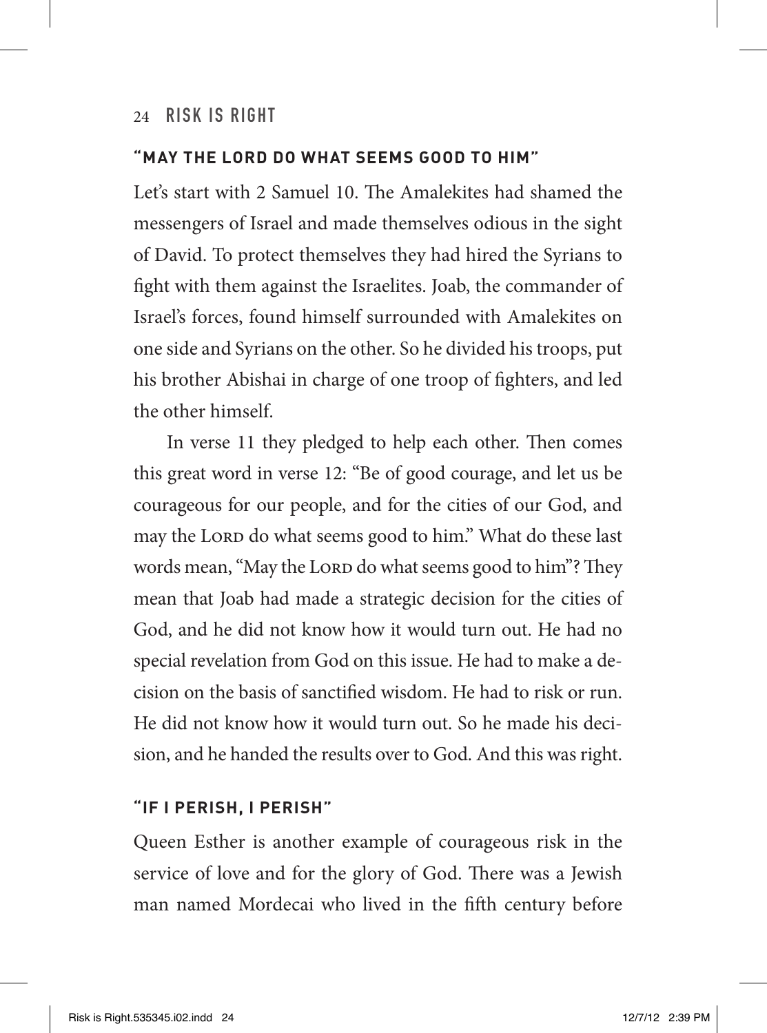### "MAY THE LORD DO WHAT SEEMS GOOD TO HIM"

Let's start with 2 Samuel 10. The Amalekites had shamed the messengers of Israel and made themselves odious in the sight of David. To protect themselves they had hired the Syrians to fight with them against the Israelites. Joab, the commander of Israel's forces, found himself surrounded with Amalekites on one side and Syrians on the other. So he divided his troops, put his brother Abishai in charge of one troop of fighters, and led the other himself.

In verse 11 they pledged to help each other. Then comes this great word in verse 12: "Be of good courage, and let us be courageous for our people, and for the cities of our God, and may the LORD do what seems good to him." What do these last words mean, "May the LORD do what seems good to him"? They mean that Joab had made a strategic decision for the cities of God, and he did not know how it would turn out. He had no special revelation from God on this issue. He had to make a decision on the basis of sanctified wisdom. He had to risk or run. He did not know how it would turn out. So he made his decision, and he handed the results over to God. And this was right.

### "IF I PERISH, I PERISH"

Queen Esther is another example of courageous risk in the service of love and for the glory of God. There was a Jewish man named Mordecai who lived in the fifth century before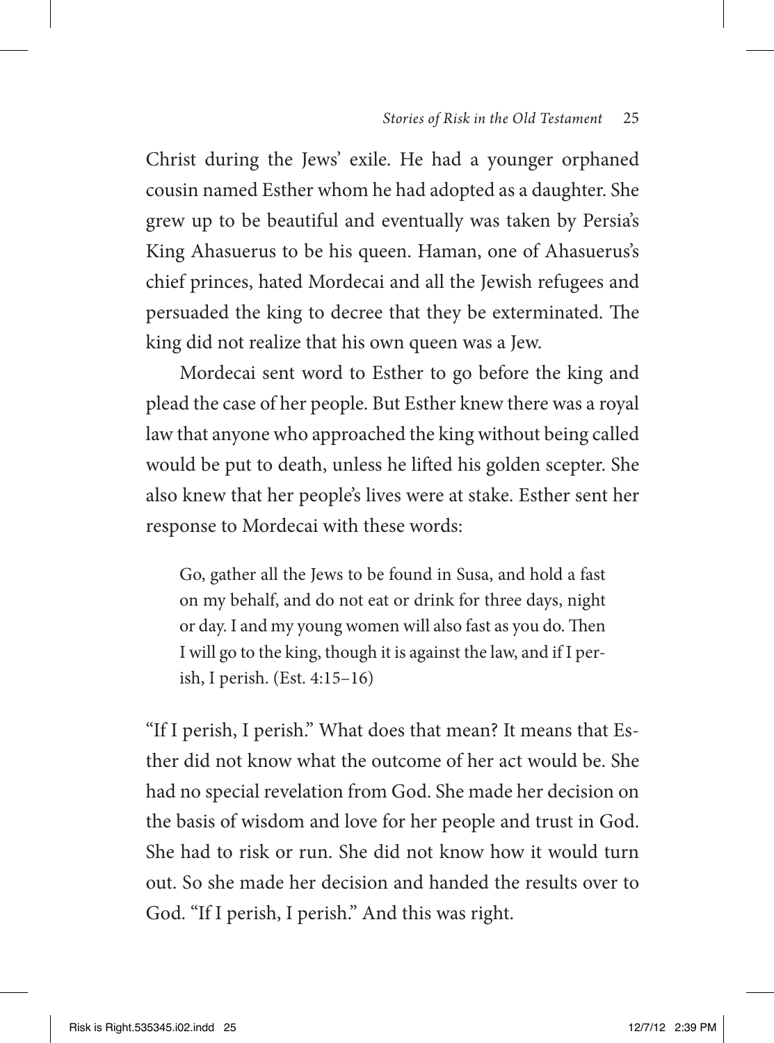Christ during the Jews' exile. He had a younger orphaned cousin named Esther whom he had adopted as a daughter. She grew up to be beautiful and eventually was taken by Persia's King Ahasuerus to be his queen. Haman, one of Ahasuerus's chief princes, hated Mordecai and all the Jewish refugees and persuaded the king to decree that they be exterminated. The king did not realize that his own queen was a Jew.

Mordecai sent word to Esther to go before the king and plead the case of her people. But Esther knew there was a royal law that anyone who approached the king without being called would be put to death, unless he lifted his golden scepter. She also knew that her people's lives were at stake. Esther sent her response to Mordecai with these words:

> Go, gather all the Jews to be found in Susa, and hold a fast on my behalf, and do not eat or drink for three days, night or day. I and my young women will also fast as you do. Then I will go to the king, though it is against the law, and if I perish, I perish. (Est. 4:15–16)

"If I perish, I perish." What does that mean? It means that Esther did not know what the outcome of her act would be. She had no special revelation from God. She made her decision on the basis of wisdom and love for her people and trust in God. She had to risk or run. She did not know how it would turn out. So she made her decision and handed the results over to God. "If I perish, I perish." And this was right.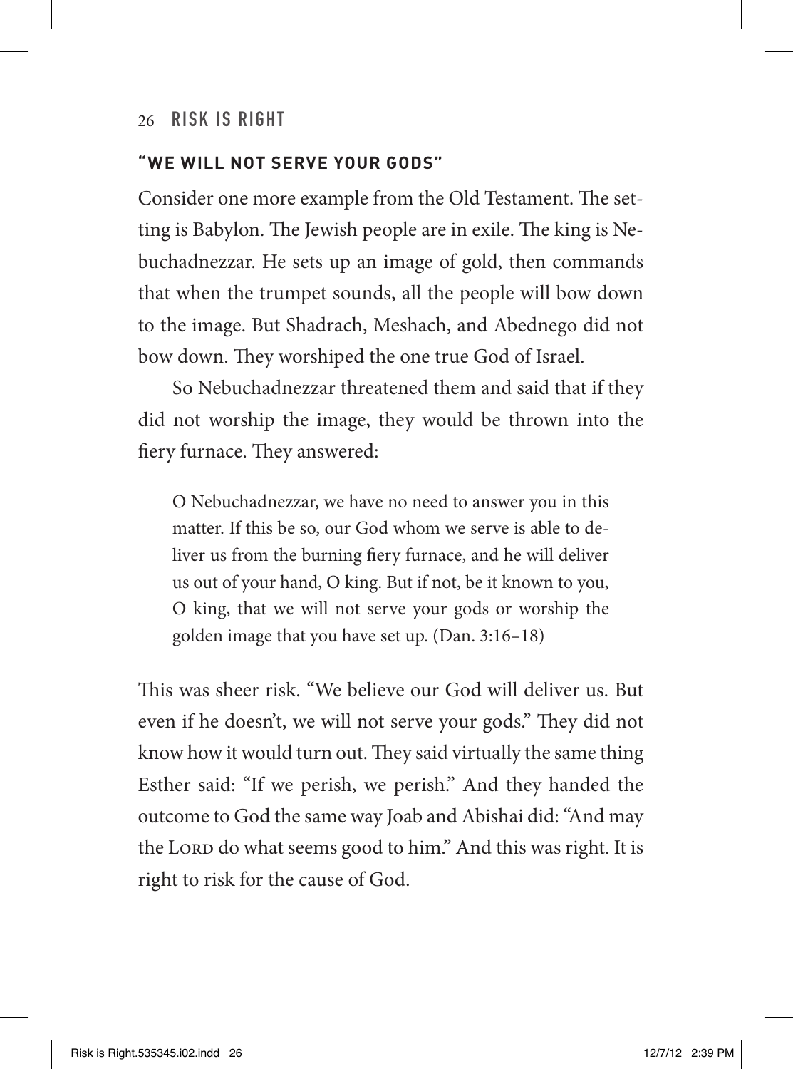### "WE WILL NOT SERVE YOUR GODS"

Consider one more example from the Old Testament. The setting is Babylon. The Jewish people are in exile. The king is Nebuchadnezzar. He sets up an image of gold, then commands that when the trumpet sounds, all the people will bow down to the image. But Shadrach, Meshach, and Abednego did not bow down. They worshiped the one true God of Israel.

So Nebuchadnezzar threatened them and said that if they did not worship the image, they would be thrown into the fiery furnace. They answered:

> O Nebuchadnezzar, we have no need to answer you in this matter. If this be so, our God whom we serve is able to deliver us from the burning fiery furnace, and he will deliver us out of your hand, O king. But if not, be it known to you, O king, that we will not serve your gods or worship the golden image that you have set up. (Dan. 3:16–18)

This was sheer risk. "We believe our God will deliver us. But even if he doesn't, we will not serve your gods." They did not know how it would turn out. They said virtually the same thing Esther said: "If we perish, we perish." And they handed the outcome to God the same way Joab and Abishai did: "And may the LORD do what seems good to him." And this was right. It is right to risk for the cause of God.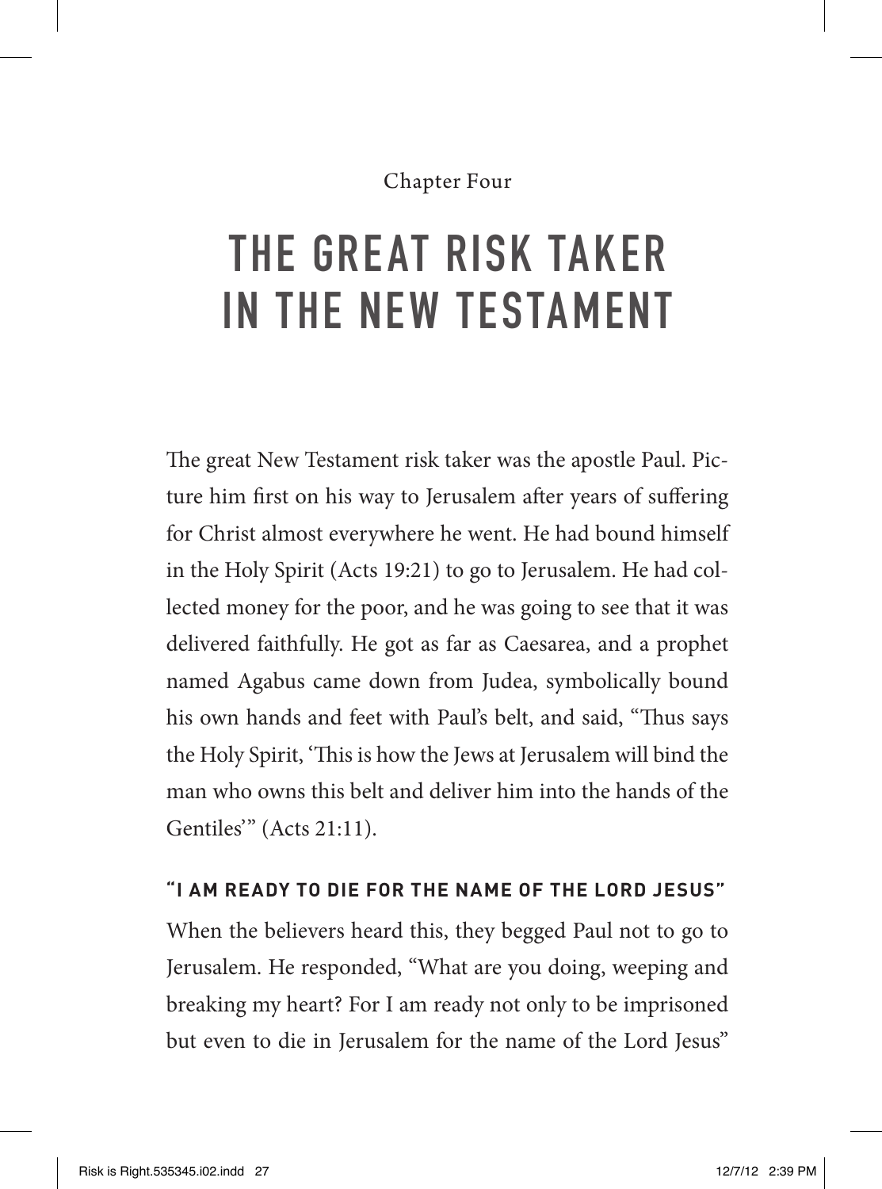Chapter Four

# THE GREAT RISK TAKER IN THE NEW TESTAMENT

The great New Testament risk taker was the apostle Paul. Picture him first on his way to Jerusalem after years of suffering for Christ almost everywhere he went. He had bound himself in the Holy Spirit (Acts 19:21) to go to Jerusalem. He had collected money for the poor, and he was going to see that it was delivered faithfully. He got as far as Caesarea, and a prophet named Agabus came down from Judea, symbolically bound his own hands and feet with Paul's belt, and said, "Thus says the Holy Spirit, 'This is how the Jews at Jerusalem will bind the man who owns this belt and deliver him into the hands of the Gentiles'" (Acts 21:11).

## "I AM READY TO DIE FOR THE NAME OF THE LORD JESUS"

When the believers heard this, they begged Paul not to go to Jerusalem. He responded, "What are you doing, weeping and breaking my heart? For I am ready not only to be imprisoned but even to die in Jerusalem for the name of the Lord Jesus"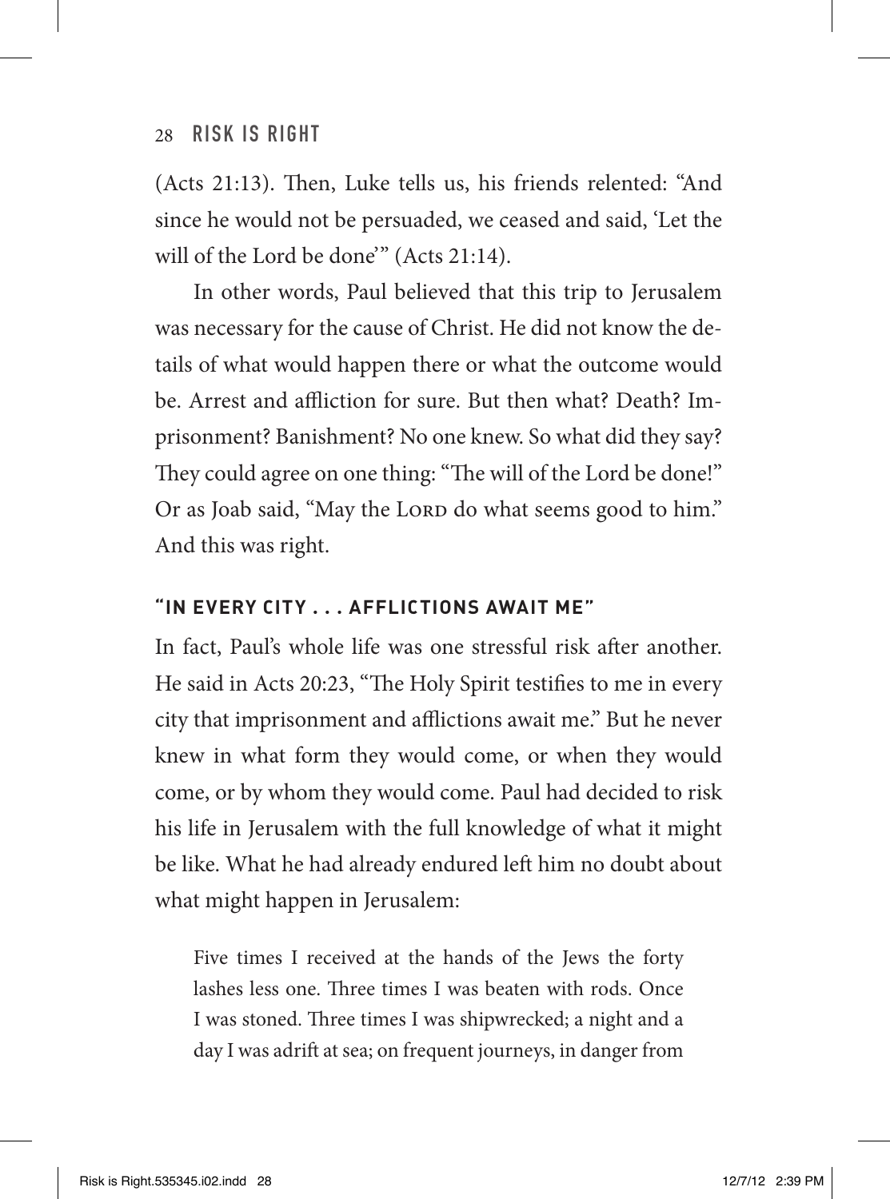(Acts 21:13). Then, Luke tells us, his friends relented: "And since he would not be persuaded, we ceased and said, 'Let the will of the Lord be done'" (Acts 21:14).

In other words, Paul believed that this trip to Jerusalem was necessary for the cause of Christ. He did not know the details of what would happen there or what the outcome would be. Arrest and affliction for sure. But then what? Death? Imprisonment? Banishment? No one knew. So what did they say? They could agree on one thing: "The will of the Lord be done!" Or as Joab said, "May the LORD do what seems good to him." And this was right.

## "IN EVERY CITY . . . AFFLICTIONS AWAIT ME"

In fact, Paul's whole life was one stressful risk after another. He said in Acts 20:23, "The Holy Spirit testifies to me in every city that imprisonment and afflictions await me." But he never knew in what form they would come, or when they would come, or by whom they would come. Paul had decided to risk his life in Jerusalem with the full knowledge of what it might be like. What he had already endured left him no doubt about what might happen in Jerusalem:

> Five times I received at the hands of the Jews the forty lashes less one. Three times I was beaten with rods. Once I was stoned. Three times I was shipwrecked; a night and a day I was adrift at sea; on frequent journeys, in danger from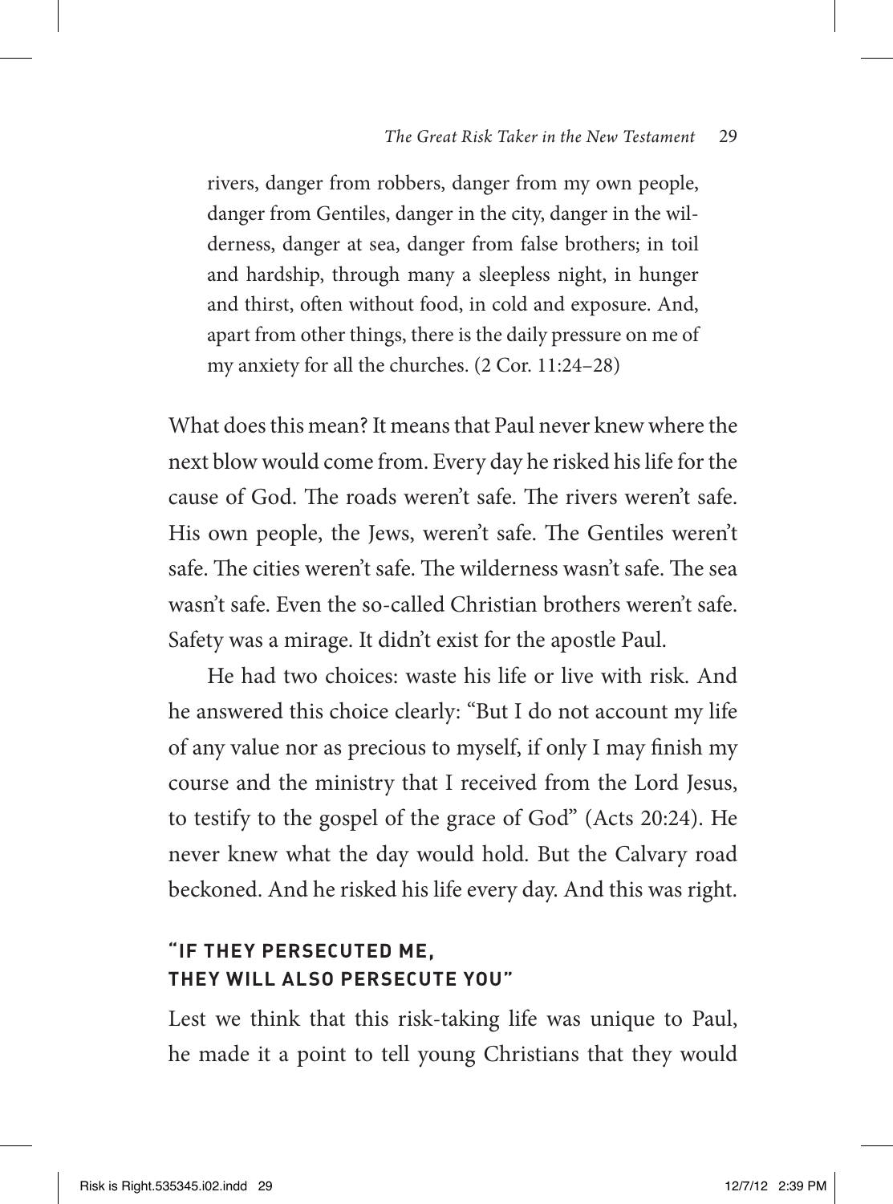> rivers, danger from robbers, danger from my own people, danger from Gentiles, danger in the city, danger in the wilderness, danger at sea, danger from false brothers; in toil and hardship, through many a sleepless night, in hunger and thirst, often without food, in cold and exposure. And, apart from other things, there is the daily pressure on me of my anxiety for all the churches. (2 Cor. 11:24–28)

What does this mean? It means that Paul never knew where the next blow would come from. Every day he risked his life for the cause of God. The roads weren't safe. The rivers weren't safe. His own people, the Jews, weren't safe. The Gentiles weren't safe. The cities weren't safe. The wilderness wasn't safe. The sea wasn't safe. Even the so-called Christian brothers weren't safe. Safety was a mirage. It didn't exist for the apostle Paul.

He had two choices: waste his life or live with risk. And he answered this choice clearly: "But I do not account my life of any value nor as precious to myself, if only I may finish my course and the ministry that I received from the Lord Jesus, to testify to the gospel of the grace of God" (Acts 20:24). He never knew what the day would hold. But the Calvary road beckoned. And he risked his life every day. And this was right.

## "IF THEY PERSECUTED ME, THEY WILL ALSO PERSECUTE YOU"

Lest we think that this risk-taking life was unique to Paul, he made it a point to tell young Christians that they would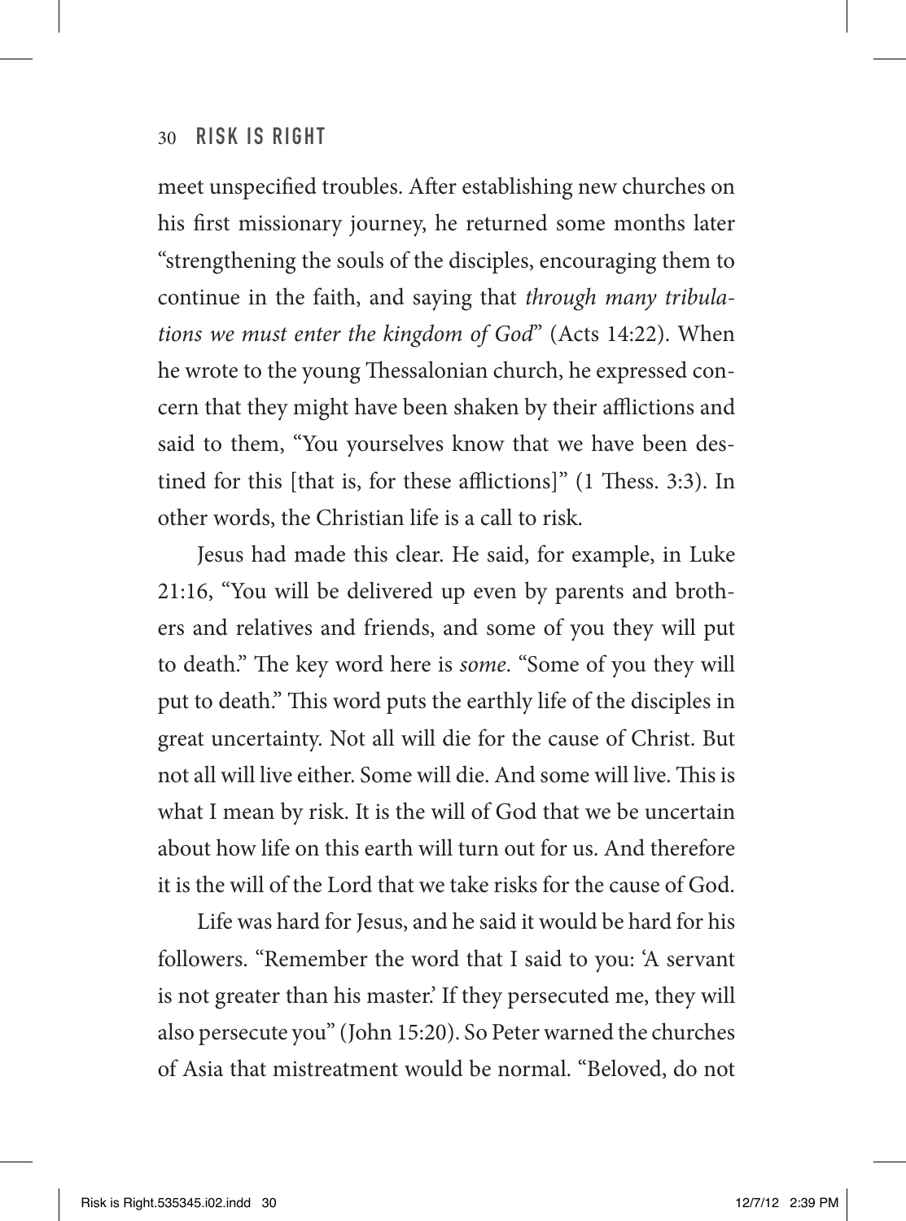meet unspecified troubles. After establishing new churches on his first missionary journey, he returned some months later "strengthening the souls of the disciples, encouraging them to continue in the faith, and saying that *through many tribulations we must enter the kingdom of God*" (Acts 14:22). When he wrote to the young Thessalonian church, he expressed concern that they might have been shaken by their afflictions and said to them, "You yourselves know that we have been destined for this [that is, for these afflictions]" (1 Thess. 3:3). In other words, the Christian life is a call to risk.

Jesus had made this clear. He said, for example, in Luke 21:16, "You will be delivered up even by parents and brothers and relatives and friends, and some of you they will put to death." The key word here is *some*. "Some of you they will put to death." This word puts the earthly life of the disciples in great uncertainty. Not all will die for the cause of Christ. But not all will live either. Some will die. And some will live. This is what I mean by risk. It is the will of God that we be uncertain about how life on this earth will turn out for us. And therefore it is the will of the Lord that we take risks for the cause of God.

Life was hard for Jesus, and he said it would be hard for his followers. "Remember the word that I said to you: 'A servant is not greater than his master.' If they persecuted me, they will also persecute you" (John 15:20). So Peter warned the churches of Asia that mistreatment would be normal. "Beloved, do not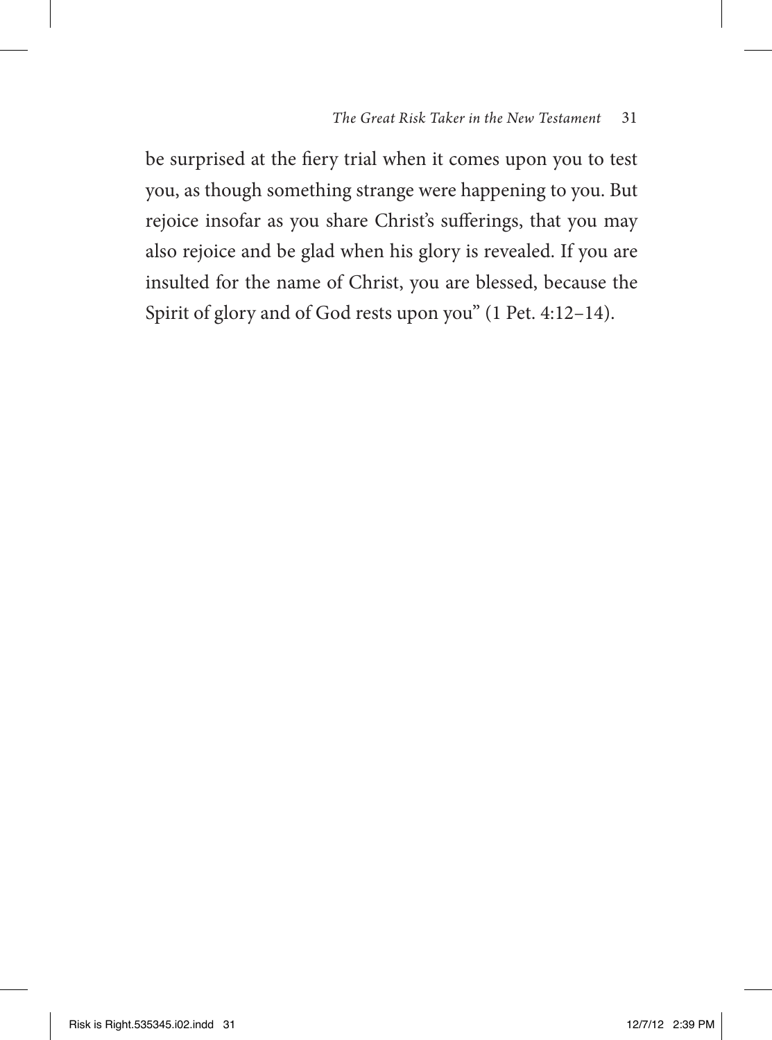be surprised at the fiery trial when it comes upon you to test you, as though something strange were happening to you. But rejoice insofar as you share Christ's sufferings, that you may also rejoice and be glad when his glory is revealed. If you are insulted for the name of Christ, you are blessed, because the Spirit of glory and of God rests upon you" (1 Pet. 4:12–14).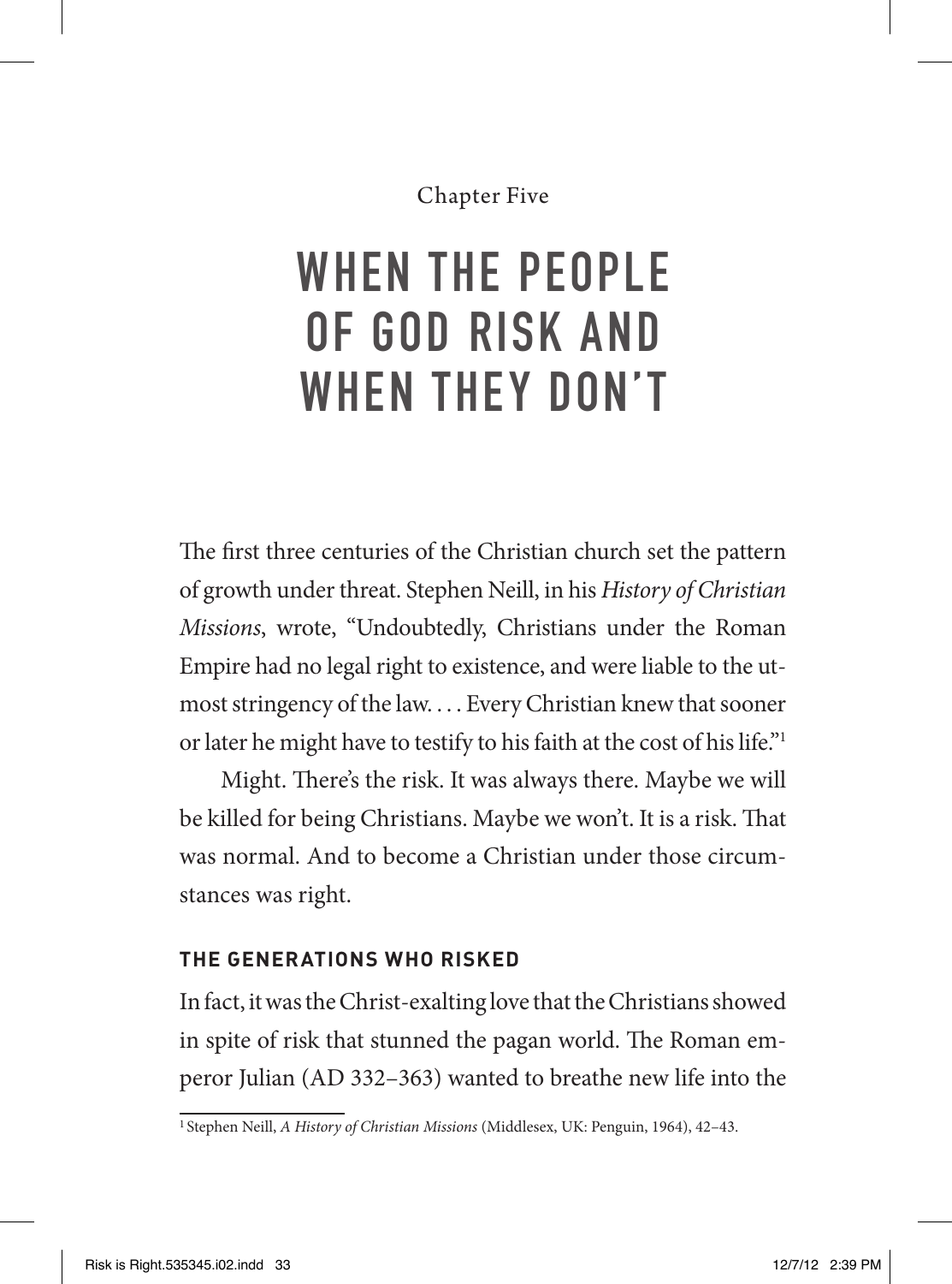Chapter Five

# WHEN THE PEOPLE OF GOD RISK AND WHEN THEY DON'T

The first three centuries of the Christian church set the pattern of growth under threat. Stephen Neill, in his *History of Christian Missions*, wrote, "Undoubtedly, Christians under the Roman Empire had no legal right to existence, and were liable to the utmost stringency of the law. . . . Every Christian knew that sooner or later he might have to testify to his faith at the cost of his life."[1]

Might. There's the risk. It was always there. Maybe we will be killed for being Christians. Maybe we won't. It is a risk. That was normal. And to become a Christian under those circumstances was right.

## THE GENERATIONS WHO RISKED

In fact, it was the Christ-exalting love that the Christians showed in spite of risk that stunned the pagan world. The Roman emperor Julian (AD 332–363) wanted to breathe new life into the

[1] Stephen Neill, *A History of Christian Missions* (Middlesex, UK: Penguin, 1964), 42–43.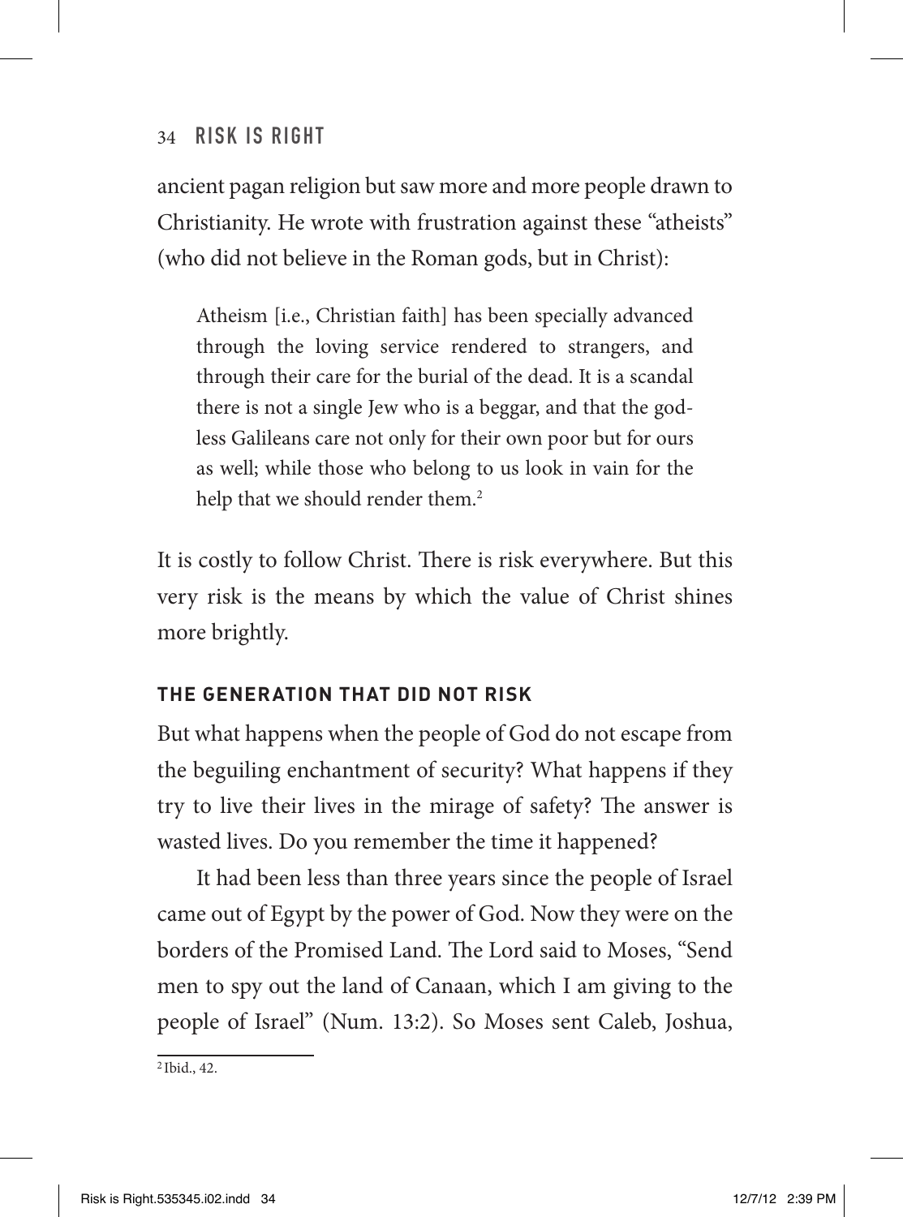ancient pagan religion but saw more and more people drawn to Christianity. He wrote with frustration against these "atheists" (who did not believe in the Roman gods, but in Christ):

> Atheism [i.e., Christian faith] has been specially advanced through the loving service rendered to strangers, and through their care for the burial of the dead. It is a scandal there is not a single Jew who is a beggar, and that the godless Galileans care not only for their own poor but for ours as well; while those who belong to us look in vain for the help that we should render them.[2]

It is costly to follow Christ. There is risk everywhere. But this very risk is the means by which the value of Christ shines more brightly.

### THE GENERATION THAT DID NOT RISK

But what happens when the people of God do not escape from the beguiling enchantment of security? What happens if they try to live their lives in the mirage of safety? The answer is wasted lives. Do you remember the time it happened?

It had been less than three years since the people of Israel came out of Egypt by the power of God. Now they were on the borders of the Promised Land. The Lord said to Moses, "Send men to spy out the land of Canaan, which I am giving to the people of Israel" (Num. 13:2). So Moses sent Caleb, Joshua,

---

[2] Ibid., 42.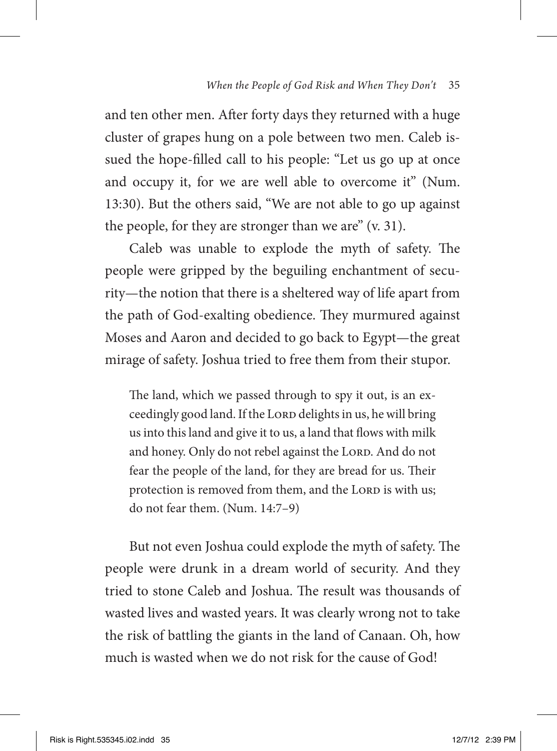and ten other men. After forty days they returned with a huge cluster of grapes hung on a pole between two men. Caleb issued the hope-filled call to his people: "Let us go up at once and occupy it, for we are well able to overcome it" (Num. 13:30). But the others said, "We are not able to go up against the people, for they are stronger than we are" (v. 31).

Caleb was unable to explode the myth of safety. The people were gripped by the beguiling enchantment of security—the notion that there is a sheltered way of life apart from the path of God-exalting obedience. They murmured against Moses and Aaron and decided to go back to Egypt—the great mirage of safety. Joshua tried to free them from their stupor.

> The land, which we passed through to spy it out, is an exceedingly good land. If the LORD delights in us, he will bring us into this land and give it to us, a land that flows with milk and honey. Only do not rebel against the LORD. And do not fear the people of the land, for they are bread for us. Their protection is removed from them, and the LORD is with us; do not fear them. (Num. 14:7–9)

But not even Joshua could explode the myth of safety. The people were drunk in a dream world of security. And they tried to stone Caleb and Joshua. The result was thousands of wasted lives and wasted years. It was clearly wrong not to take the risk of battling the giants in the land of Canaan. Oh, how much is wasted when we do not risk for the cause of God!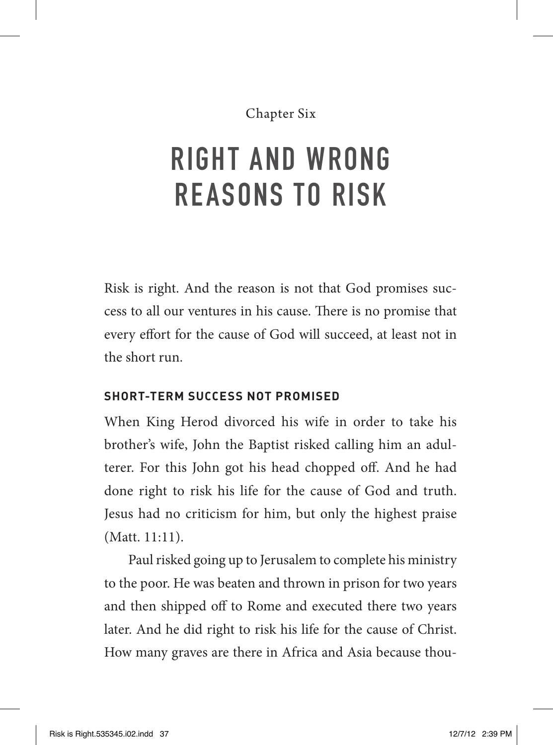Chapter Six

# RIGHT AND WRONG REASONS TO RISK

Risk is right. And the reason is not that God promises success to all our ventures in his cause. There is no promise that every effort for the cause of God will succeed, at least not in the short run.

### SHORT-TERM SUCCESS NOT PROMISED

When King Herod divorced his wife in order to take his brother's wife, John the Baptist risked calling him an adulterer. For this John got his head chopped off. And he had done right to risk his life for the cause of God and truth. Jesus had no criticism for him, but only the highest praise (Matt. 11:11).

Paul risked going up to Jerusalem to complete his ministry to the poor. He was beaten and thrown in prison for two years and then shipped off to Rome and executed there two years later. And he did right to risk his life for the cause of Christ. How many graves are there in Africa and Asia because thou-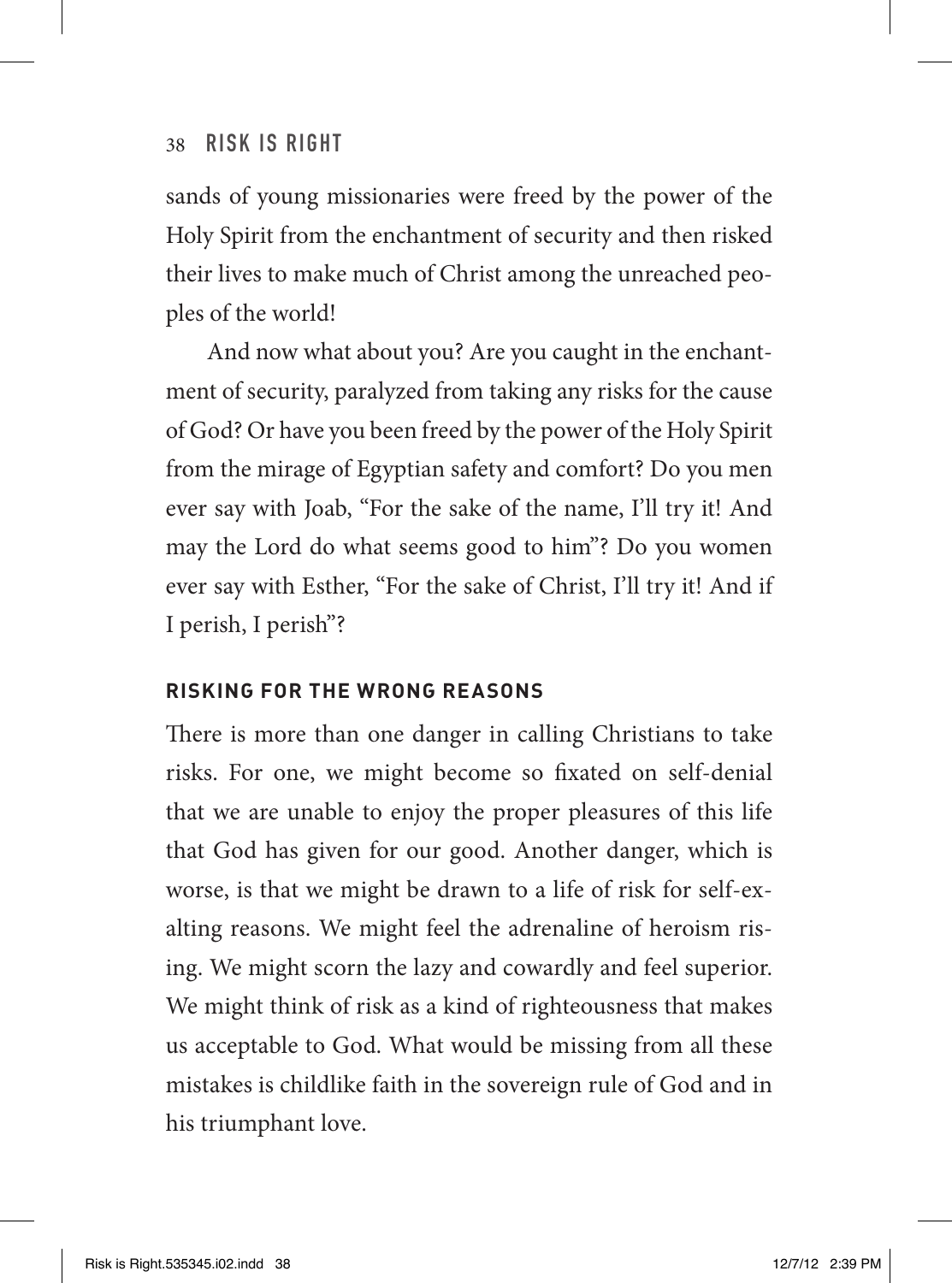sands of young missionaries were freed by the power of the Holy Spirit from the enchantment of security and then risked their lives to make much of Christ among the unreached peoples of the world!

And now what about you? Are you caught in the enchantment of security, paralyzed from taking any risks for the cause of God? Or have you been freed by the power of the Holy Spirit from the mirage of Egyptian safety and comfort? Do you men ever say with Joab, "For the sake of the name, I'll try it! And may the Lord do what seems good to him"? Do you women ever say with Esther, "For the sake of Christ, I'll try it! And if I perish, I perish"?

## RISKING FOR THE WRONG REASONS

There is more than one danger in calling Christians to take risks. For one, we might become so fixated on self-denial that we are unable to enjoy the proper pleasures of this life that God has given for our good. Another danger, which is worse, is that we might be drawn to a life of risk for self-exalting reasons. We might feel the adrenaline of heroism rising. We might scorn the lazy and cowardly and feel superior. We might think of risk as a kind of righteousness that makes us acceptable to God. What would be missing from all these mistakes is childlike faith in the sovereign rule of God and in his triumphant love.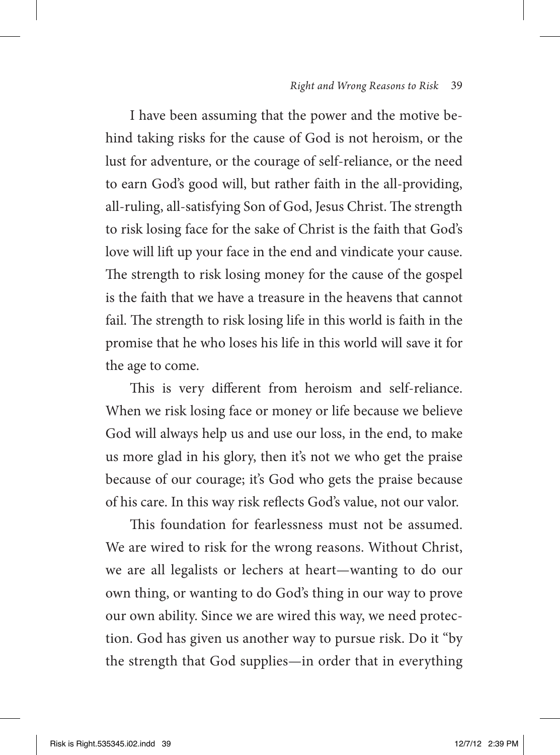I have been assuming that the power and the motive behind taking risks for the cause of God is not heroism, or the lust for adventure, or the courage of self-reliance, or the need to earn God's good will, but rather faith in the all-providing, all-ruling, all-satisfying Son of God, Jesus Christ. The strength to risk losing face for the sake of Christ is the faith that God's love will lift up your face in the end and vindicate your cause. The strength to risk losing money for the cause of the gospel is the faith that we have a treasure in the heavens that cannot fail. The strength to risk losing life in this world is faith in the promise that he who loses his life in this world will save it for the age to come.

This is very different from heroism and self-reliance. When we risk losing face or money or life because we believe God will always help us and use our loss, in the end, to make us more glad in his glory, then it's not we who get the praise because of our courage; it's God who gets the praise because of his care. In this way risk reflects God's value, not our valor.

This foundation for fearlessness must not be assumed. We are wired to risk for the wrong reasons. Without Christ, we are all legalists or lechers at heart—wanting to do our own thing, or wanting to do God's thing in our way to prove our own ability. Since we are wired this way, we need protection. God has given us another way to pursue risk. Do it "by the strength that God supplies—in order that in everything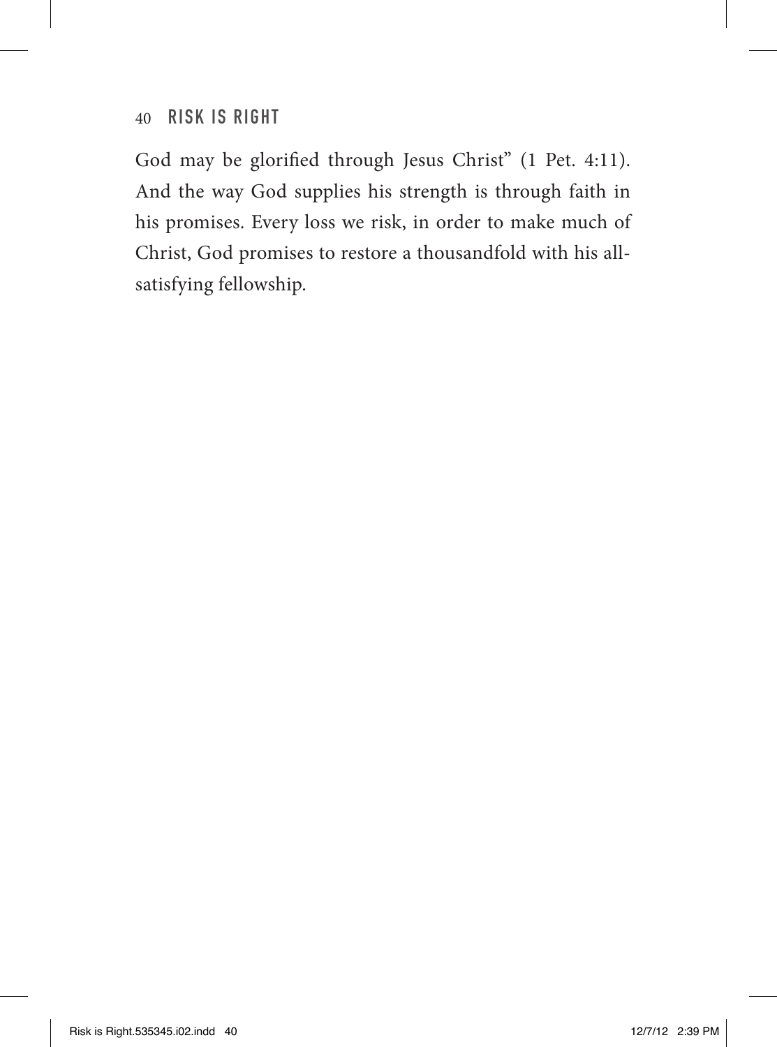God may be glorified through Jesus Christ" (1 Pet. 4:11). And the way God supplies his strength is through faith in his promises. Every loss we risk, in order to make much of Christ, God promises to restore a thousandfold with his all-satisfying fellowship.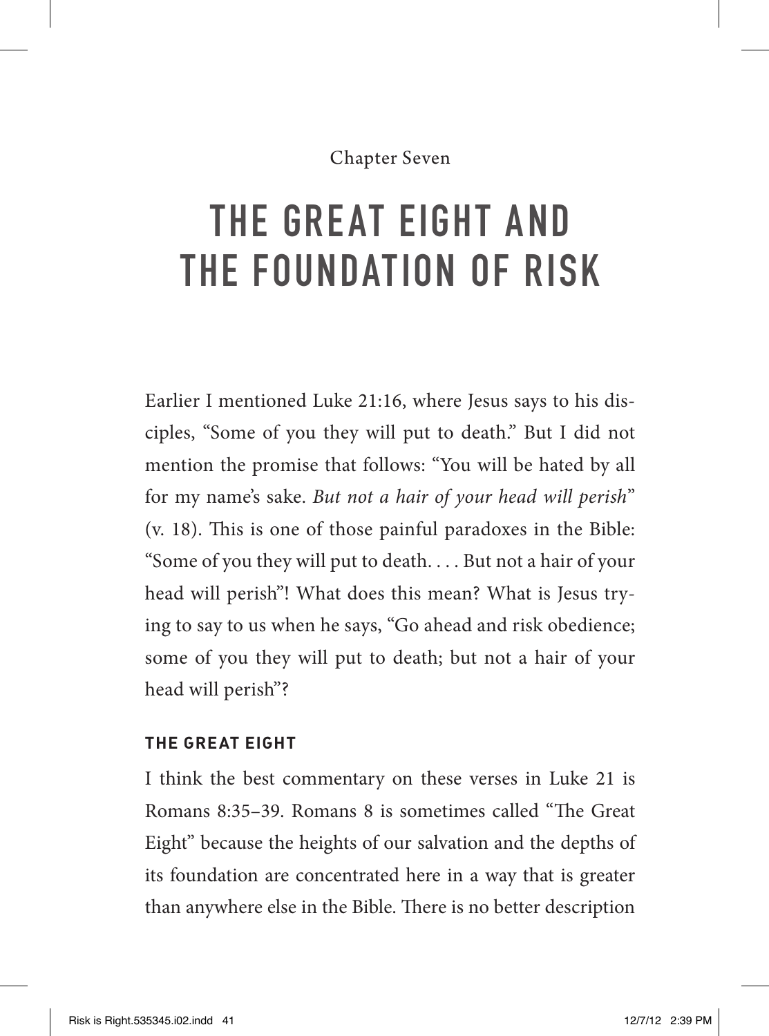Chapter Seven

# THE GREAT EIGHT AND THE FOUNDATION OF RISK

Earlier I mentioned Luke 21:16, where Jesus says to his disciples, "Some of you they will put to death." But I did not mention the promise that follows: "You will be hated by all for my name's sake. *But not a hair of your head will perish*" (v. 18). This is one of those painful paradoxes in the Bible: "Some of you they will put to death. . . . But not a hair of your head will perish"! What does this mean? What is Jesus trying to say to us when he says, "Go ahead and risk obedience; some of you they will put to death; but not a hair of your head will perish"?

## THE GREAT EIGHT

I think the best commentary on these verses in Luke 21 is Romans 8:35–39. Romans 8 is sometimes called "The Great Eight" because the heights of our salvation and the depths of its foundation are concentrated here in a way that is greater than anywhere else in the Bible. There is no better description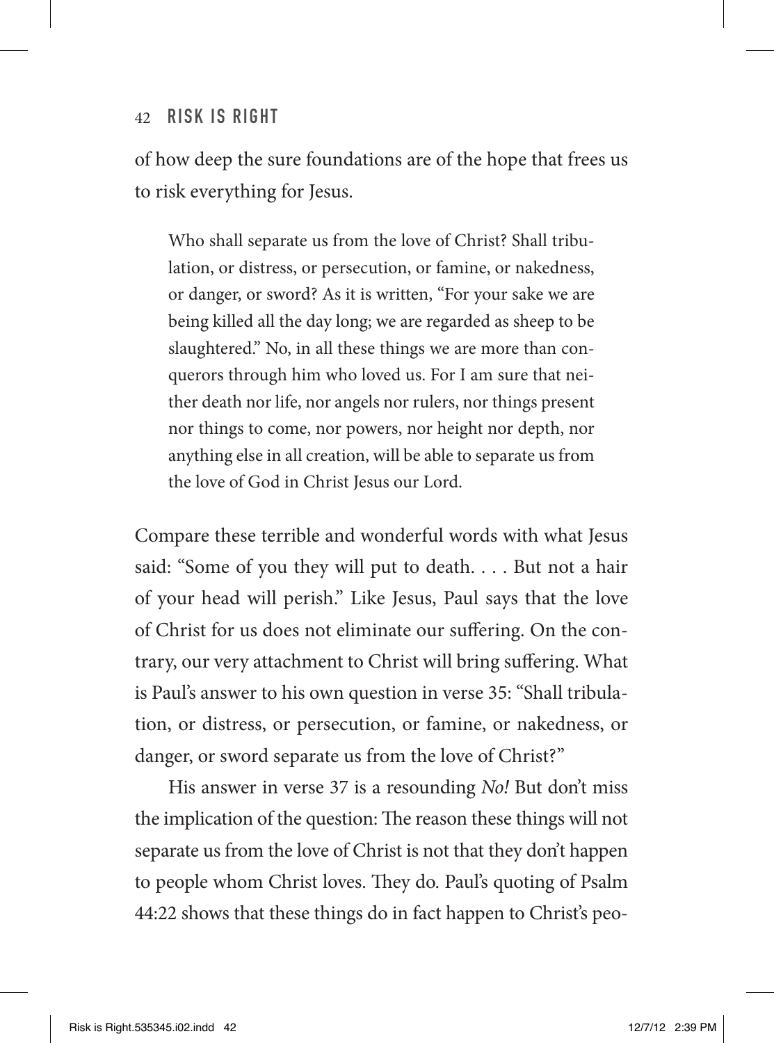of how deep the sure foundations are of the hope that frees us to risk everything for Jesus.

> Who shall separate us from the love of Christ? Shall tribulation, or distress, or persecution, or famine, or nakedness, or danger, or sword? As it is written, "For your sake we are being killed all the day long; we are regarded as sheep to be slaughtered." No, in all these things we are more than conquerors through him who loved us. For I am sure that neither death nor life, nor angels nor rulers, nor things present nor things to come, nor powers, nor height nor depth, nor anything else in all creation, will be able to separate us from the love of God in Christ Jesus our Lord.

Compare these terrible and wonderful words with what Jesus said: "Some of you they will put to death. . . . But not a hair of your head will perish." Like Jesus, Paul says that the love of Christ for us does not eliminate our suffering. On the contrary, our very attachment to Christ will bring suffering. What is Paul's answer to his own question in verse 35: "Shall tribulation, or distress, or persecution, or famine, or nakedness, or danger, or sword separate us from the love of Christ?"

His answer in verse 37 is a resounding *No!* But don't miss the implication of the question: The reason these things will not separate us from the love of Christ is not that they don't happen to people whom Christ loves. They do. Paul's quoting of Psalm 44:22 shows that these things do in fact happen to Christ's peo-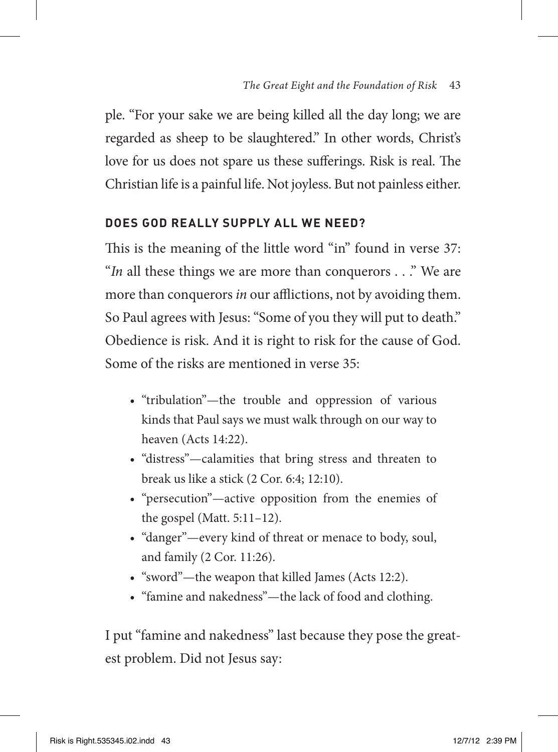ple. "For your sake we are being killed all the day long; we are regarded as sheep to be slaughtered." In other words, Christ's love for us does not spare us these sufferings. Risk is real. The Christian life is a painful life. Not joyless. But not painless either.

### DOES GOD REALLY SUPPLY ALL WE NEED?

This is the meaning of the little word "in" found in verse 37: "*In* all these things we are more than conquerors . . ." We are more than conquerors *in* our afflictions, not by avoiding them. So Paul agrees with Jesus: "Some of you they will put to death." Obedience is risk. And it is right to risk for the cause of God. Some of the risks are mentioned in verse 35:

- "tribulation"—the trouble and oppression of various kinds that Paul says we must walk through on our way to heaven (Acts 14:22).
- "distress"—calamities that bring stress and threaten to break us like a stick (2 Cor. 6:4; 12:10).
- "persecution"—active opposition from the enemies of the gospel (Matt. 5:11–12).
- "danger"—every kind of threat or menace to body, soul, and family (2 Cor. 11:26).
- "sword"—the weapon that killed James (Acts 12:2).
- "famine and nakedness"—the lack of food and clothing.

I put "famine and nakedness" last because they pose the greatest problem. Did not Jesus say: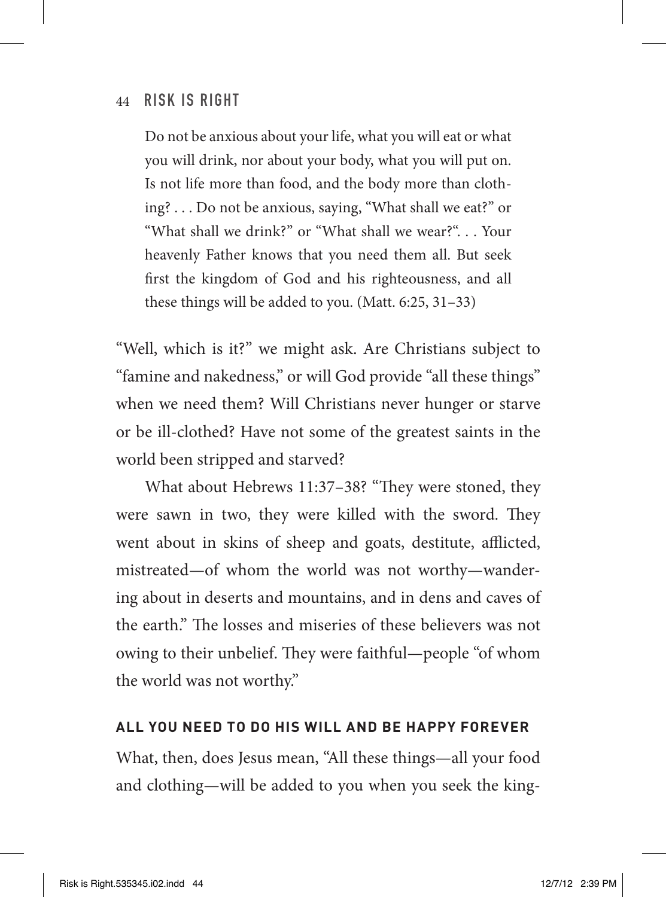> Do not be anxious about your life, what you will eat or what you will drink, nor about your body, what you will put on. Is not life more than food, and the body more than clothing? . . . Do not be anxious, saying, "What shall we eat?" or "What shall we drink?" or "What shall we wear?". . . Your heavenly Father knows that you need them all. But seek first the kingdom of God and his righteousness, and all these things will be added to you. (Matt. 6:25, 31–33)

"Well, which is it?" we might ask. Are Christians subject to "famine and nakedness," or will God provide "all these things" when we need them? Will Christians never hunger or starve or be ill-clothed? Have not some of the greatest saints in the world been stripped and starved?

What about Hebrews 11:37–38? "They were stoned, they were sawn in two, they were killed with the sword. They went about in skins of sheep and goats, destitute, afflicted, mistreated—of whom the world was not worthy—wandering about in deserts and mountains, and in dens and caves of the earth." The losses and miseries of these believers was not owing to their unbelief. They were faithful—people "of whom the world was not worthy."

## ALL YOU NEED TO DO HIS WILL AND BE HAPPY FOREVER

What, then, does Jesus mean, "All these things—all your food and clothing—will be added to you when you seek the king-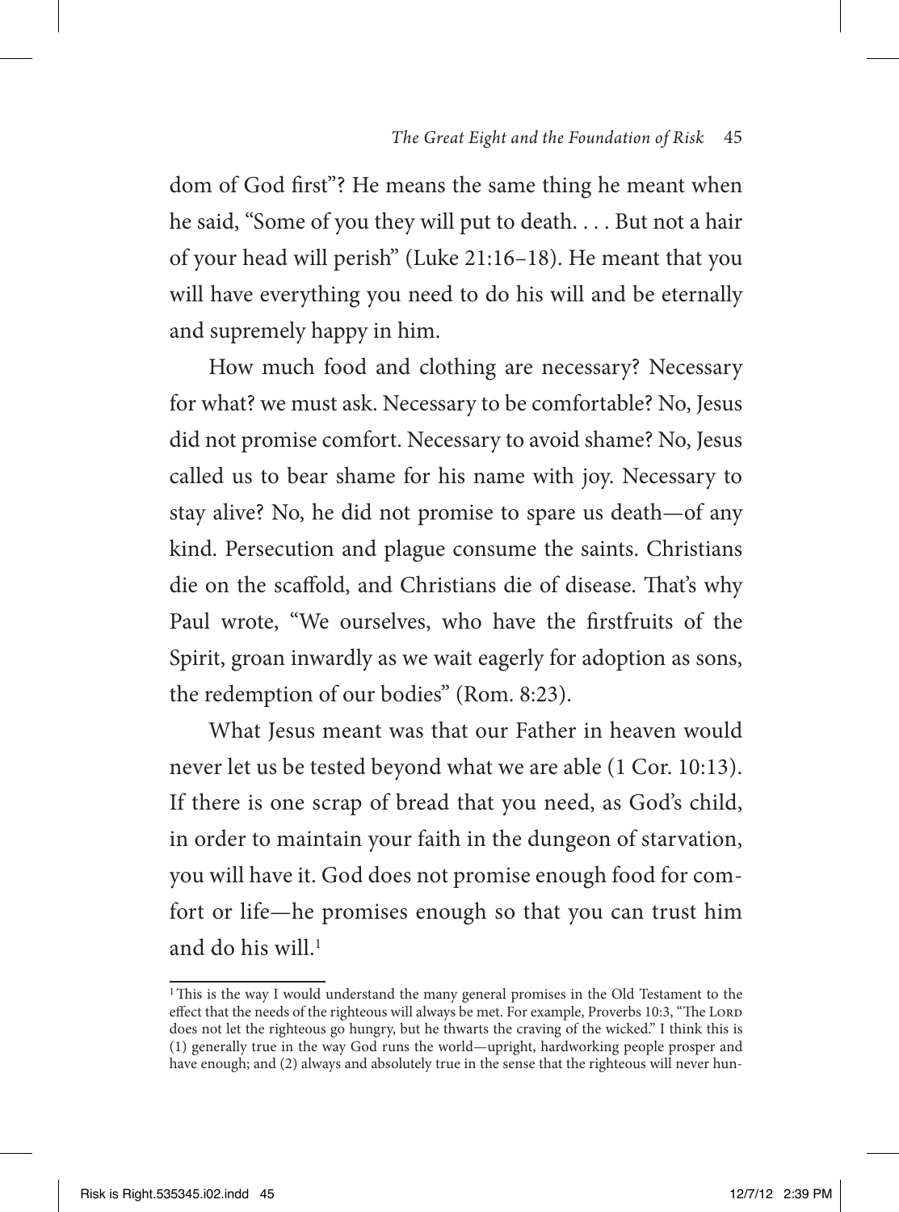dom of God first"? He means the same thing he meant when he said, "Some of you they will put to death. . . . But not a hair of your head will perish" (Luke 21:16–18). He meant that you will have everything you need to do his will and be eternally and supremely happy in him.

How much food and clothing are necessary? Necessary for what? we must ask. Necessary to be comfortable? No, Jesus did not promise comfort. Necessary to avoid shame? No, Jesus called us to bear shame for his name with joy. Necessary to stay alive? No, he did not promise to spare us death—of any kind. Persecution and plague consume the saints. Christians die on the scaffold, and Christians die of disease. That's why Paul wrote, "We ourselves, who have the firstfruits of the Spirit, groan inwardly as we wait eagerly for adoption as sons, the redemption of our bodies" (Rom. 8:23).

What Jesus meant was that our Father in heaven would never let us be tested beyond what we are able (1 Cor. 10:13). If there is one scrap of bread that you need, as God's child, in order to maintain your faith in the dungeon of starvation, you will have it. God does not promise enough food for comfort or life—he promises enough so that you can trust him and do his will.[1]

[1] This is the way I would understand the many general promises in the Old Testament to the effect that the needs of the righteous will always be met. For example, Proverbs 10:3, "The LORD does not let the righteous go hungry, but he thwarts the craving of the wicked." I think this is (1) generally true in the way God runs the world—upright, hardworking people prosper and have enough; and (2) always and absolutely true in the sense that the righteous will never hun-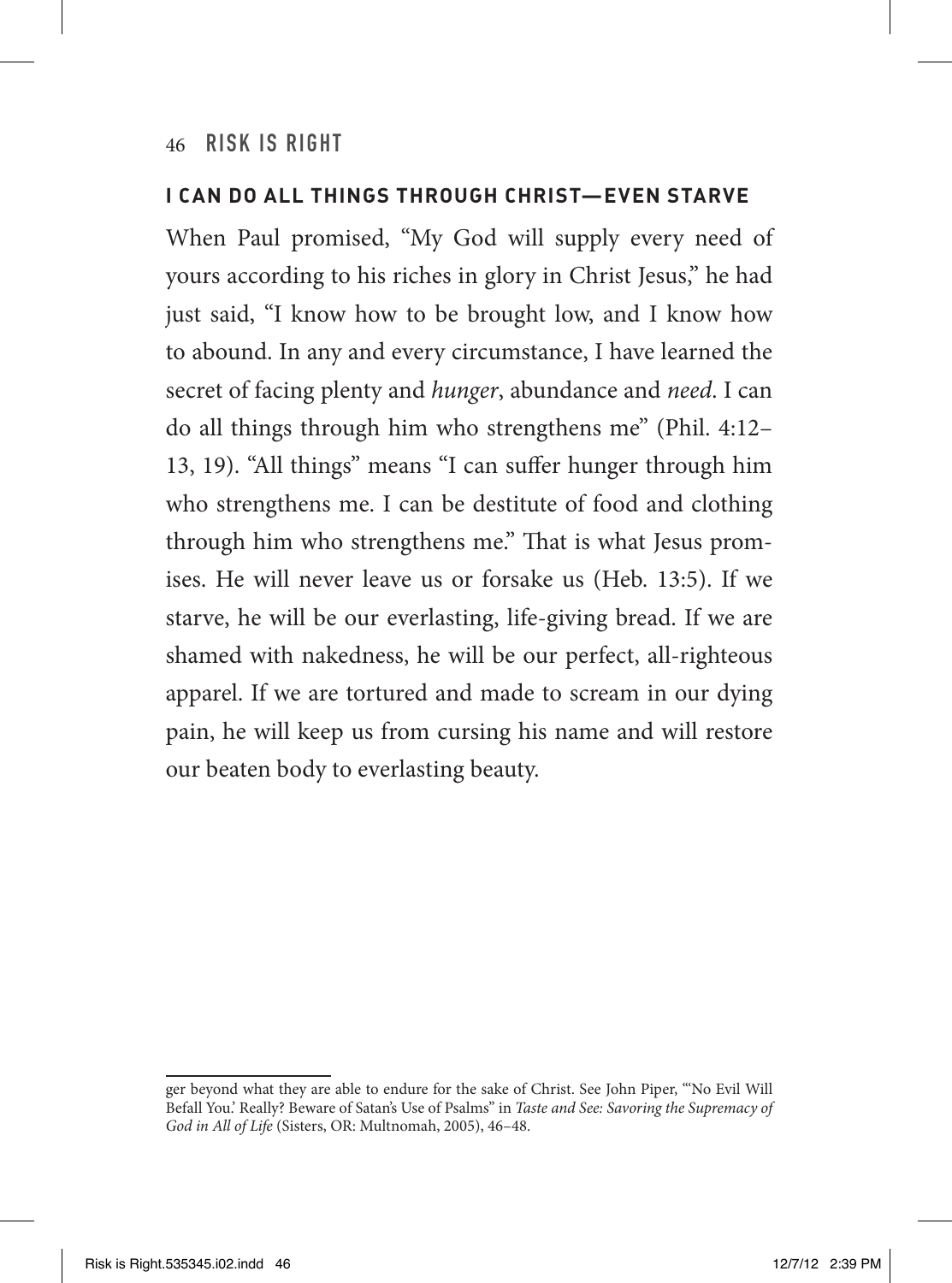### I CAN DO ALL THINGS THROUGH CHRIST—EVEN STARVE

When Paul promised, "My God will supply every need of yours according to his riches in glory in Christ Jesus," he had just said, "I know how to be brought low, and I know how to abound. In any and every circumstance, I have learned the secret of facing plenty and *hunger*, abundance and *need*. I can do all things through him who strengthens me" (Phil. 4:12–13, 19). "All things" means "I can suffer hunger through him who strengthens me. I can be destitute of food and clothing through him who strengthens me." That is what Jesus promises. He will never leave us or forsake us (Heb. 13:5). If we starve, he will be our everlasting, life-giving bread. If we are shamed with nakedness, he will be our perfect, all-righteous apparel. If we are tortured and made to scream in our dying pain, he will keep us from cursing his name and will restore our beaten body to everlasting beauty.

---

ger beyond what they are able to endure for the sake of Christ. See John Piper, "'No Evil Will Befall You.' Really? Beware of Satan's Use of Psalms" in *Taste and See: Savoring the Supremacy of God in All of Life* (Sisters, OR: Multnomah, 2005), 46–48.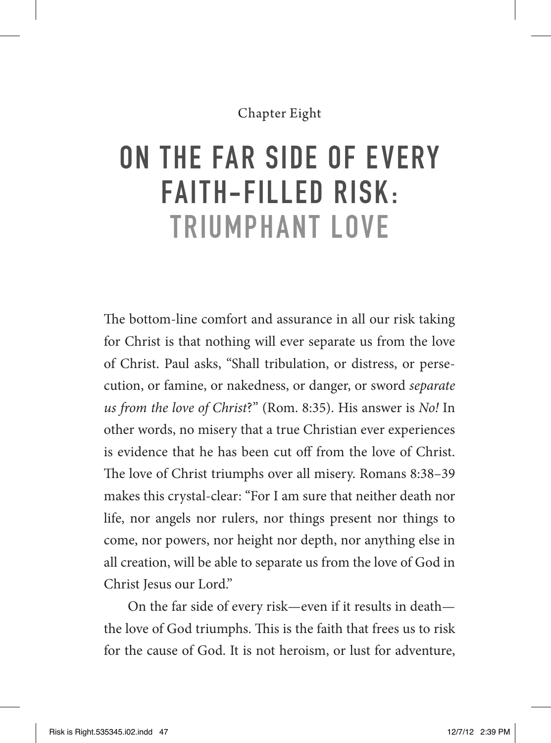Chapter Eight

# ON THE FAR SIDE OF EVERY FAITH-FILLED RISK: TRIUMPHANT LOVE

The bottom-line comfort and assurance in all our risk taking for Christ is that nothing will ever separate us from the love of Christ. Paul asks, "Shall tribulation, or distress, or persecution, or famine, or nakedness, or danger, or sword *separate us from the love of Christ*?" (Rom. 8:35). His answer is *No!* In other words, no misery that a true Christian ever experiences is evidence that he has been cut off from the love of Christ. The love of Christ triumphs over all misery. Romans 8:38–39 makes this crystal-clear: "For I am sure that neither death nor life, nor angels nor rulers, nor things present nor things to come, nor powers, nor height nor depth, nor anything else in all creation, will be able to separate us from the love of God in Christ Jesus our Lord."

On the far side of every risk—even if it results in death—the love of God triumphs. This is the faith that frees us to risk for the cause of God. It is not heroism, or lust for adventure,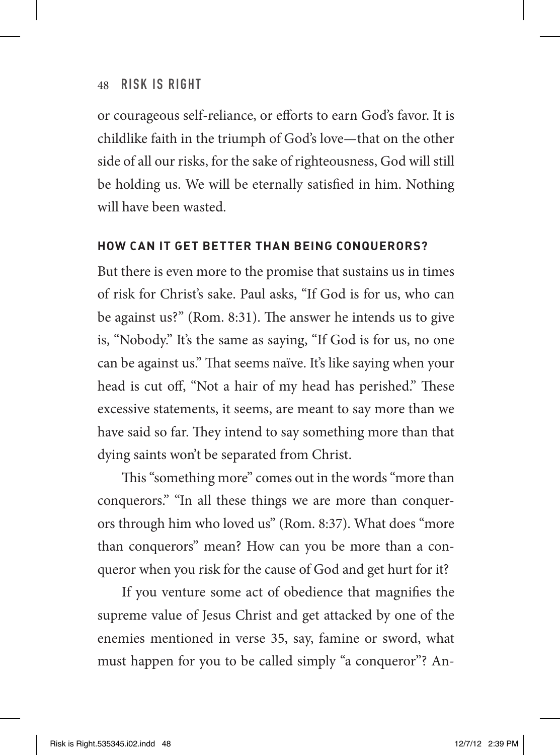or courageous self-reliance, or efforts to earn God's favor. It is childlike faith in the triumph of God's love—that on the other side of all our risks, for the sake of righteousness, God will still be holding us. We will be eternally satisfied in him. Nothing will have been wasted.

### HOW CAN IT GET BETTER THAN BEING CONQUERORS?

But there is even more to the promise that sustains us in times of risk for Christ's sake. Paul asks, "If God is for us, who can be against us?" (Rom. 8:31). The answer he intends us to give is, "Nobody." It's the same as saying, "If God is for us, no one can be against us." That seems naïve. It's like saying when your head is cut off, "Not a hair of my head has perished." These excessive statements, it seems, are meant to say more than we have said so far. They intend to say something more than that dying saints won't be separated from Christ.

This "something more" comes out in the words "more than conquerors." "In all these things we are more than conquerors through him who loved us" (Rom. 8:37). What does "more than conquerors" mean? How can you be more than a conqueror when you risk for the cause of God and get hurt for it?

If you venture some act of obedience that magnifies the supreme value of Jesus Christ and get attacked by one of the enemies mentioned in verse 35, say, famine or sword, what must happen for you to be called simply "a conqueror"? An-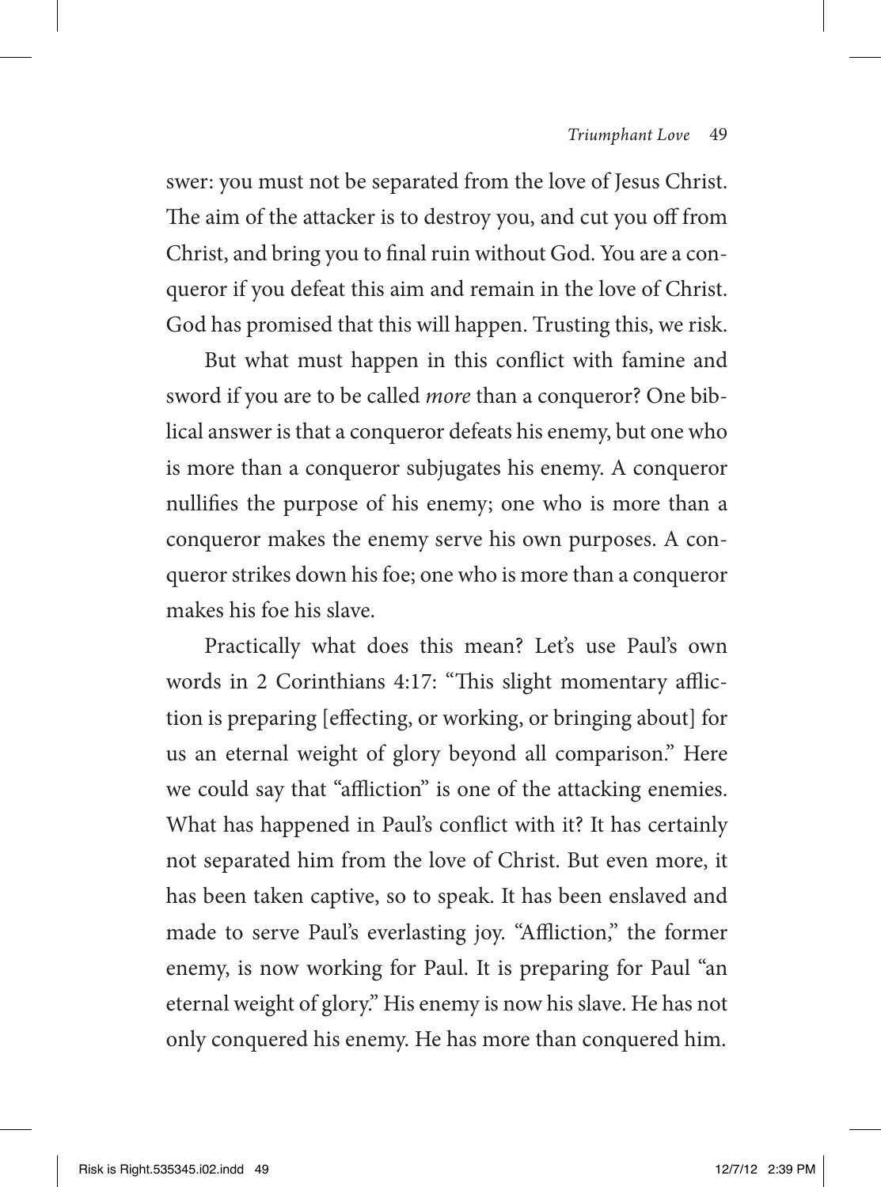swer: you must not be separated from the love of Jesus Christ. The aim of the attacker is to destroy you, and cut you off from Christ, and bring you to final ruin without God. You are a conqueror if you defeat this aim and remain in the love of Christ. God has promised that this will happen. Trusting this, we risk.

But what must happen in this conflict with famine and sword if you are to be called *more* than a conqueror? One biblical answer is that a conqueror defeats his enemy, but one who is more than a conqueror subjugates his enemy. A conqueror nullifies the purpose of his enemy; one who is more than a conqueror makes the enemy serve his own purposes. A conqueror strikes down his foe; one who is more than a conqueror makes his foe his slave.

Practically what does this mean? Let's use Paul's own words in 2 Corinthians 4:17: "This slight momentary affliction is preparing [effecting, or working, or bringing about] for us an eternal weight of glory beyond all comparison." Here we could say that "affliction" is one of the attacking enemies. What has happened in Paul's conflict with it? It has certainly not separated him from the love of Christ. But even more, it has been taken captive, so to speak. It has been enslaved and made to serve Paul's everlasting joy. "Affliction," the former enemy, is now working for Paul. It is preparing for Paul "an eternal weight of glory." His enemy is now his slave. He has not only conquered his enemy. He has more than conquered him.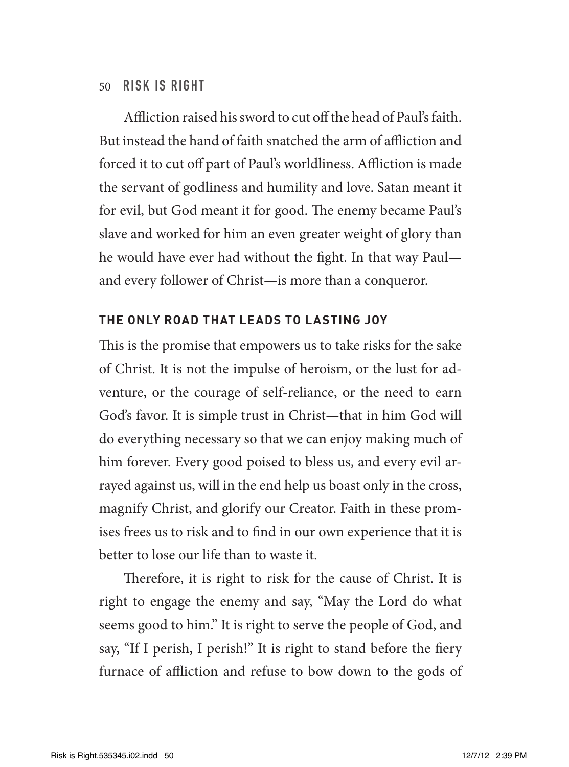Affliction raised his sword to cut off the head of Paul's faith. But instead the hand of faith snatched the arm of affliction and forced it to cut off part of Paul's worldliness. Affliction is made the servant of godliness and humility and love. Satan meant it for evil, but God meant it for good. The enemy became Paul's slave and worked for him an even greater weight of glory than he would have ever had without the fight. In that way Paul—and every follower of Christ—is more than a conqueror.

## THE ONLY ROAD THAT LEADS TO LASTING JOY

This is the promise that empowers us to take risks for the sake of Christ. It is not the impulse of heroism, or the lust for adventure, or the courage of self-reliance, or the need to earn God's favor. It is simple trust in Christ—that in him God will do everything necessary so that we can enjoy making much of him forever. Every good poised to bless us, and every evil arrayed against us, will in the end help us boast only in the cross, magnify Christ, and glorify our Creator. Faith in these promises frees us to risk and to find in our own experience that it is better to lose our life than to waste it.

Therefore, it is right to risk for the cause of Christ. It is right to engage the enemy and say, "May the Lord do what seems good to him." It is right to serve the people of God, and say, "If I perish, I perish!" It is right to stand before the fiery furnace of affliction and refuse to bow down to the gods of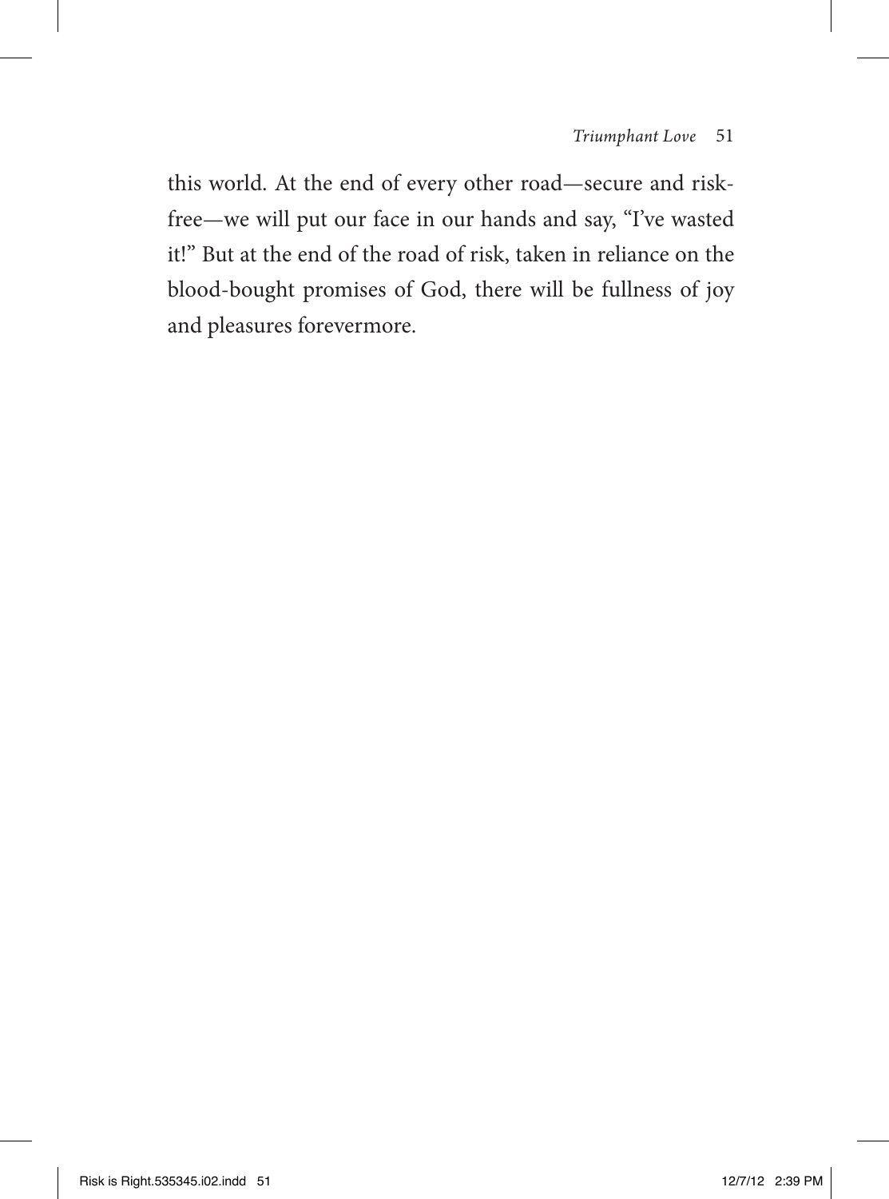this world. At the end of every other road—secure and risk-free—we will put our face in our hands and say, "I've wasted it!" But at the end of the road of risk, taken in reliance on the blood-bought promises of God, there will be fullness of joy and pleasures forevermore.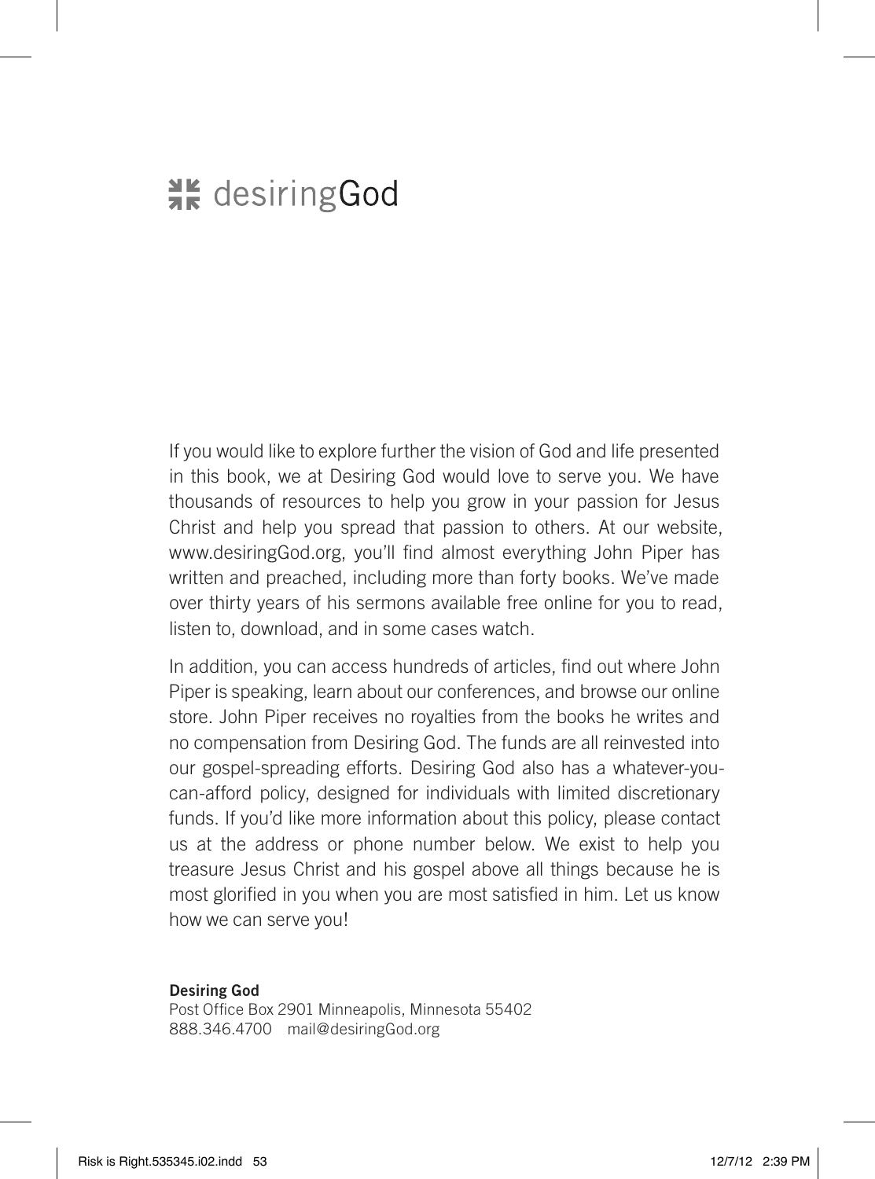# desiringGod

If you would like to explore further the vision of God and life presented in this book, we at Desiring God would love to serve you. We have thousands of resources to help you grow in your passion for Jesus Christ and help you spread that passion to others. At our website, www.desiringGod.org, you'll find almost everything John Piper has written and preached, including more than forty books. We've made over thirty years of his sermons available free online for you to read, listen to, download, and in some cases watch.

In addition, you can access hundreds of articles, find out where John Piper is speaking, learn about our conferences, and browse our online store. John Piper receives no royalties from the books he writes and no compensation from Desiring God. The funds are all reinvested into our gospel-spreading efforts. Desiring God also has a whatever-you-can-afford policy, designed for individuals with limited discretionary funds. If you'd like more information about this policy, please contact us at the address or phone number below. We exist to help you treasure Jesus Christ and his gospel above all things because he is most glorified in you when you are most satisfied in him. Let us know how we can serve you!

**Desiring God**
Post Office Box 2901 Minneapolis, Minnesota 55402
888.346.4700 mail@desiringGod.org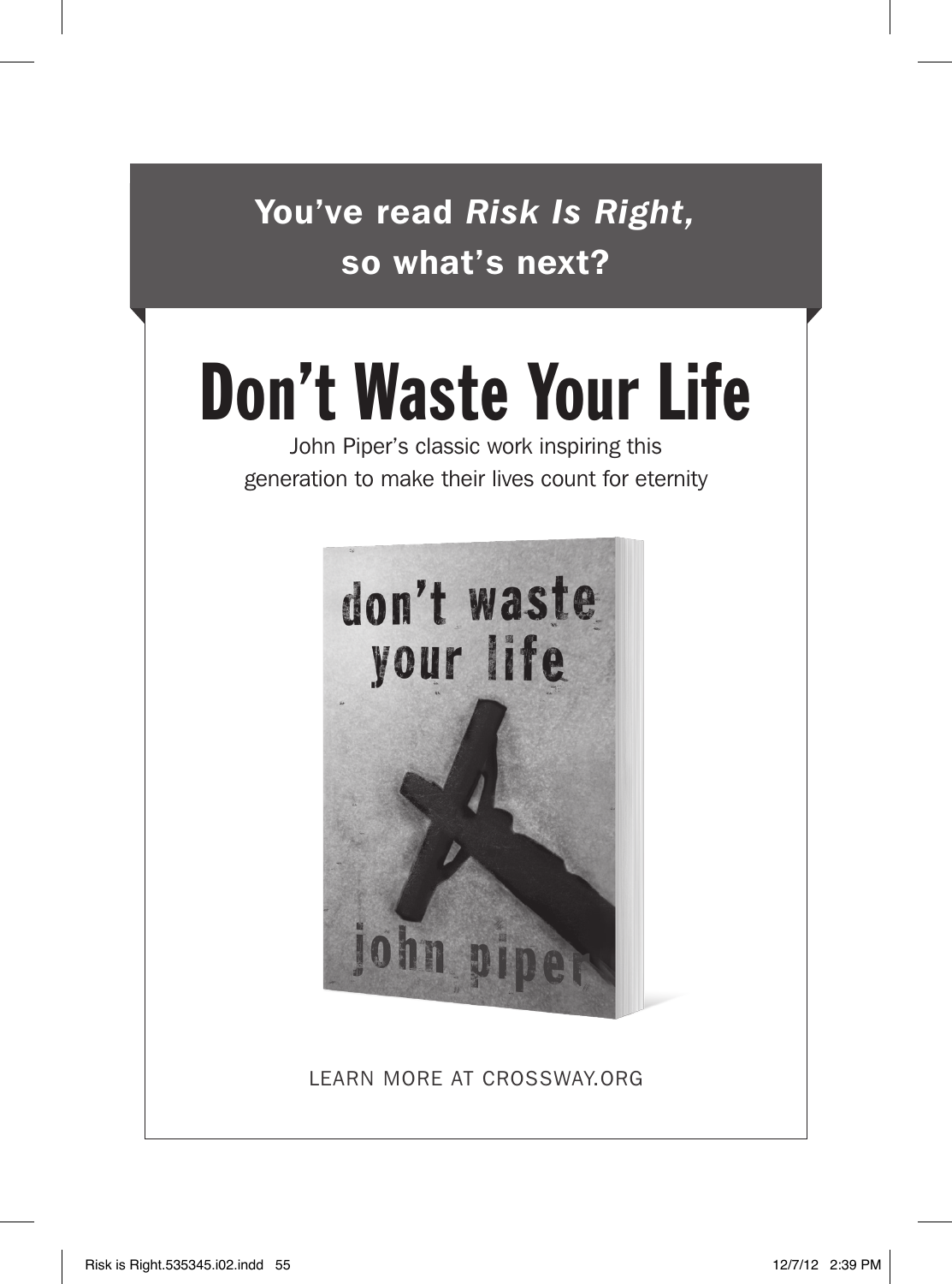**You've read *Risk Is Right*, so what's next?**

# Don't Waste Your Life

John Piper's classic work inspiring this generation to make their lives count for eternity

LEARN MORE AT CROSSWAY.ORG